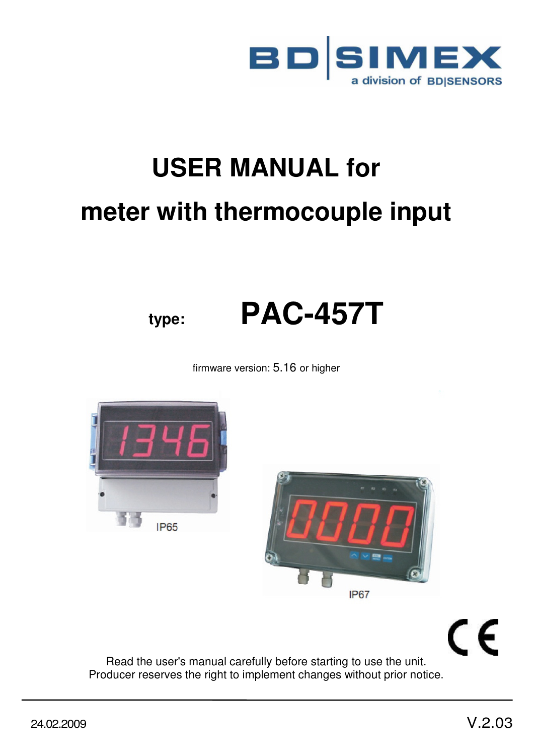# USER MANUAL for

# meter with thermocouple input

**type: PAC-457T**

firmware version: 5.16 or higher

IP65

IP67

Read the user's manual carefully before starting to use the unit.
Producer reserves the right to implement changes without prior notice.

24.02.2009

V.2.03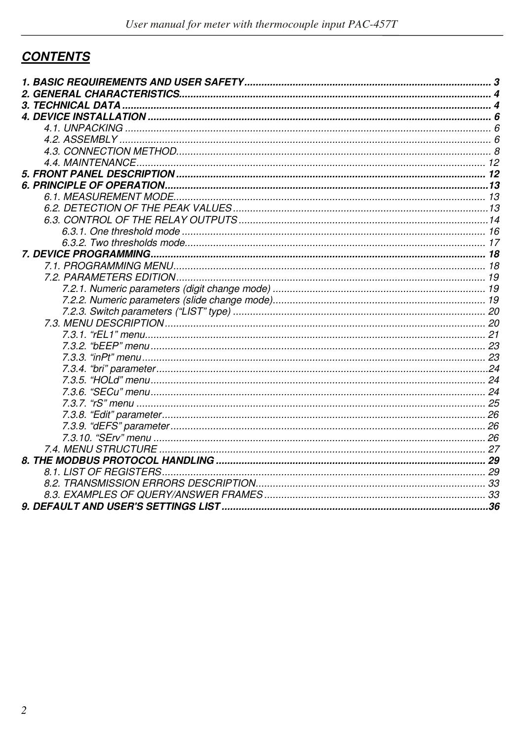## CONTENTS

**1. BASIC REQUIREMENTS AND USER SAFETY ... 3**
**2. GENERAL CHARACTERISTICS ... 4**
**3. TECHNICAL DATA ... 4**
**4. DEVICE INSTALLATION ... 6**
- 4.1. UNPACKING ... 6
- 4.2. ASSEMBLY ... 6
- 4.3. CONNECTION METHOD ... 8
- 4.4. MAINTENANCE ... 12

**5. FRONT PANEL DESCRIPTION ... 12**
**6. PRINCIPLE OF OPERATION ... 13**
- 6.1. MEASUREMENT MODE ... 13
- 6.2. DETECTION OF THE PEAK VALUES ... 13
- 6.3. CONTROL OF THE RELAY OUTPUTS ... 14
  - 6.3.1. One threshold mode ... 16
  - 6.3.2. Two thresholds mode ... 17

**7. DEVICE PROGRAMMING ... 18**
- 7.1. PROGRAMMING MENU ... 18
- 7.2. PARAMETERS EDITION ... 19
  - 7.2.1. Numeric parameters (digit change mode) ... 19
  - 7.2.2. Numeric parameters (slide change mode) ... 19
  - 7.2.3. Switch parameters (“LIST” type) ... 20
- 7.3. MENU DESCRIPTION ... 20
  - 7.3.1. “rEL1” menu ... 21
  - 7.3.2. “bEEP” menu ... 23
  - 7.3.3. “inPt” menu ... 23
  - 7.3.4. “bri” parameter ... 24
  - 7.3.5. “HOLd” menu ... 24
  - 7.3.6. “SECu” menu ... 24
  - 7.3.7. “rS” menu ... 25
  - 7.3.8. “Edit” parameter ... 26
  - 7.3.9. “dEFS” parameter ... 26
  - 7.3.10. “SErv” menu ... 26
- 7.4. MENU STRUCTURE ... 27

**8. THE MODBUS PROTOCOL HANDLING ... 29**
- 8.1. LIST OF REGISTERS ... 29
- 8.2. TRANSMISSION ERRORS DESCRIPTION ... 33
- 8.3. EXAMPLES OF QUERY/ANSWER FRAMES ... 33

**9. DEFAULT AND USER'S SETTINGS LIST ... 36**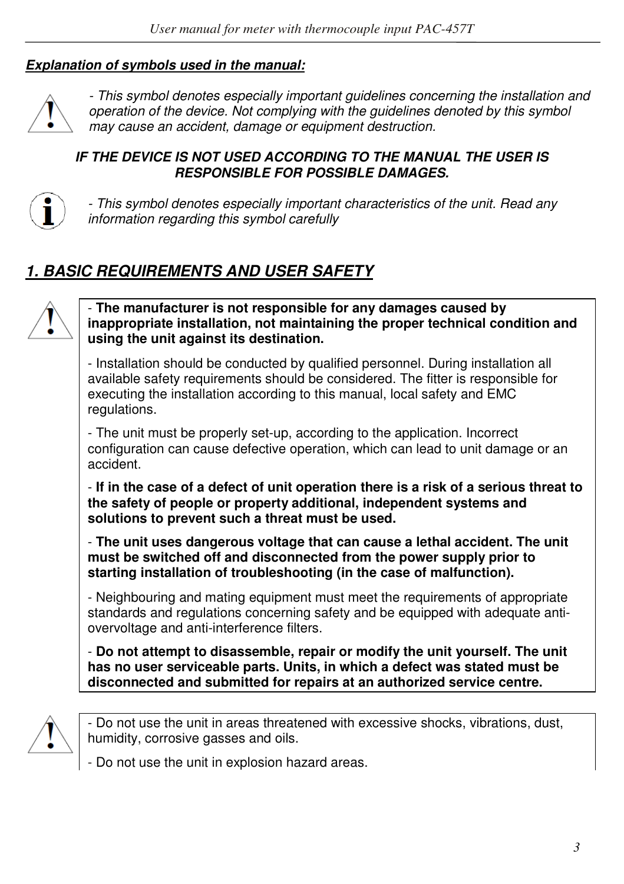***Explanation of symbols used in the manual:***

*- This symbol denotes especially important guidelines concerning the installation and operation of the device. Not complying with the guidelines denoted by this symbol may cause an accident, damage or equipment destruction.*

***IF THE DEVICE IS NOT USED ACCORDING TO THE MANUAL THE USER IS RESPONSIBLE FOR POSSIBLE DAMAGES.***

*- This symbol denotes especially important characteristics of the unit. Read any information regarding this symbol carefully*

## *1. BASIC REQUIREMENTS AND USER SAFETY*

- **The manufacturer is not responsible for any damages caused by inappropriate installation, not maintaining the proper technical condition and using the unit against its destination.**

- Installation should be conducted by qualified personnel. During installation all available safety requirements should be considered. The fitter is responsible for executing the installation according to this manual, local safety and EMC regulations.

- The unit must be properly set-up, according to the application. Incorrect configuration can cause defective operation, which can lead to unit damage or an accident.

- **If in the case of a defect of unit operation there is a risk of a serious threat to the safety of people or property additional, independent systems and solutions to prevent such a threat must be used.**

- **The unit uses dangerous voltage that can cause a lethal accident. The unit must be switched off and disconnected from the power supply prior to starting installation of troubleshooting (in the case of malfunction).**

- Neighbouring and mating equipment must meet the requirements of appropriate standards and regulations concerning safety and be equipped with adequate anti-overvoltage and anti-interference filters.

- **Do not attempt to disassemble, repair or modify the unit yourself. The unit has no user serviceable parts. Units, in which a defect was stated must be disconnected and submitted for repairs at an authorized service centre.**

- Do not use the unit in areas threatened with excessive shocks, vibrations, dust, humidity, corrosive gasses and oils.

- Do not use the unit in explosion hazard areas.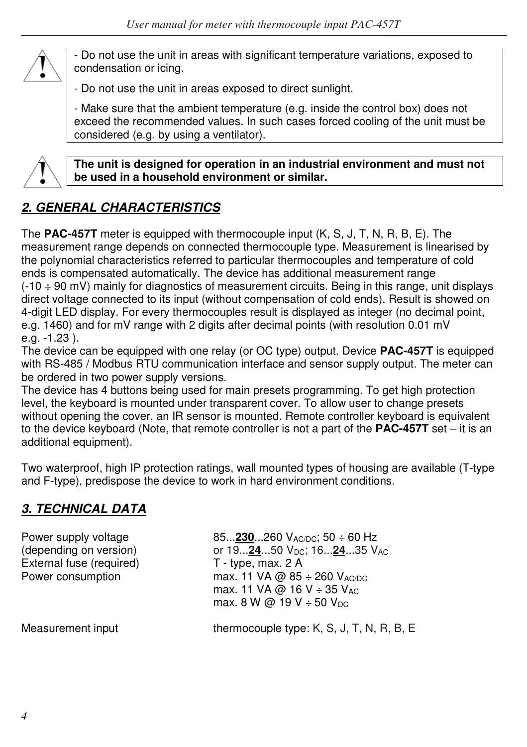- Do not use the unit in areas with significant temperature variations, exposed to condensation or icing.

- Do not use the unit in areas exposed to direct sunlight.

- Make sure that the ambient temperature (e.g. inside the control box) does not exceed the recommended values. In such cases forced cooling of the unit must be considered (e.g. by using a ventilator).

**The unit is designed for operation in an industrial environment and must not be used in a household environment or similar.**

## *2. GENERAL CHARACTERISTICS*

The **PAC-457T** meter is equipped with thermocouple input (K, S, J, T, N, R, B, E). The measurement range depends on connected thermocouple type. Measurement is linearised by the polynomial characteristics referred to particular thermocouples and temperature of cold ends is compensated automatically. The device has additional measurement range (-10 ÷ 90 mV) mainly for diagnostics of measurement circuits. Being in this range, unit displays direct voltage connected to its input (without compensation of cold ends). Result is showed on 4-digit LED display. For every thermocouples result is displayed as integer (no decimal point, e.g. 1460) and for mV range with 2 digits after decimal points (with resolution 0.01 mV e.g. -1.23 ).
The device can be equipped with one relay (or OC type) output. Device **PAC-457T** is equipped with RS-485 / Modbus RTU communication interface and sensor supply output. The meter can be ordered in two power supply versions.
The device has 4 buttons being used for main presets programming. To get high protection level, the keyboard is mounted under transparent cover. To allow user to change presets without opening the cover, an IR sensor is mounted. Remote controller keyboard is equivalent to the device keyboard (Note, that remote controller is not a part of the **PAC-457T** set – it is an additional equipment).

Two waterproof, high IP protection ratings, wall mounted types of housing are available (T-type and F-type), predispose the device to work in hard environment conditions.

## *3. TECHNICAL DATA*

| | |
|---|---|
| Power supply voltage (depending on version) | 85...**230**...260 $V_{AC/DC}$; 50 ÷ 60 Hz or 19...**24**...50 $V_{DC}$; 16...**24**...35 $V_{AC}$ |
| External fuse (required) | T - type, max. 2 A |
| Power consumption | max. 11 VA @ 85 ÷ 260 $V_{AC/DC}$<br>max. 11 VA @ 16 V ÷ 35 $V_{AC}$<br>max. 8 W @ 19 V ÷ 50 $V_{DC}$ |
| Measurement input | thermocouple type: K, S, J, T, N, R, B, E |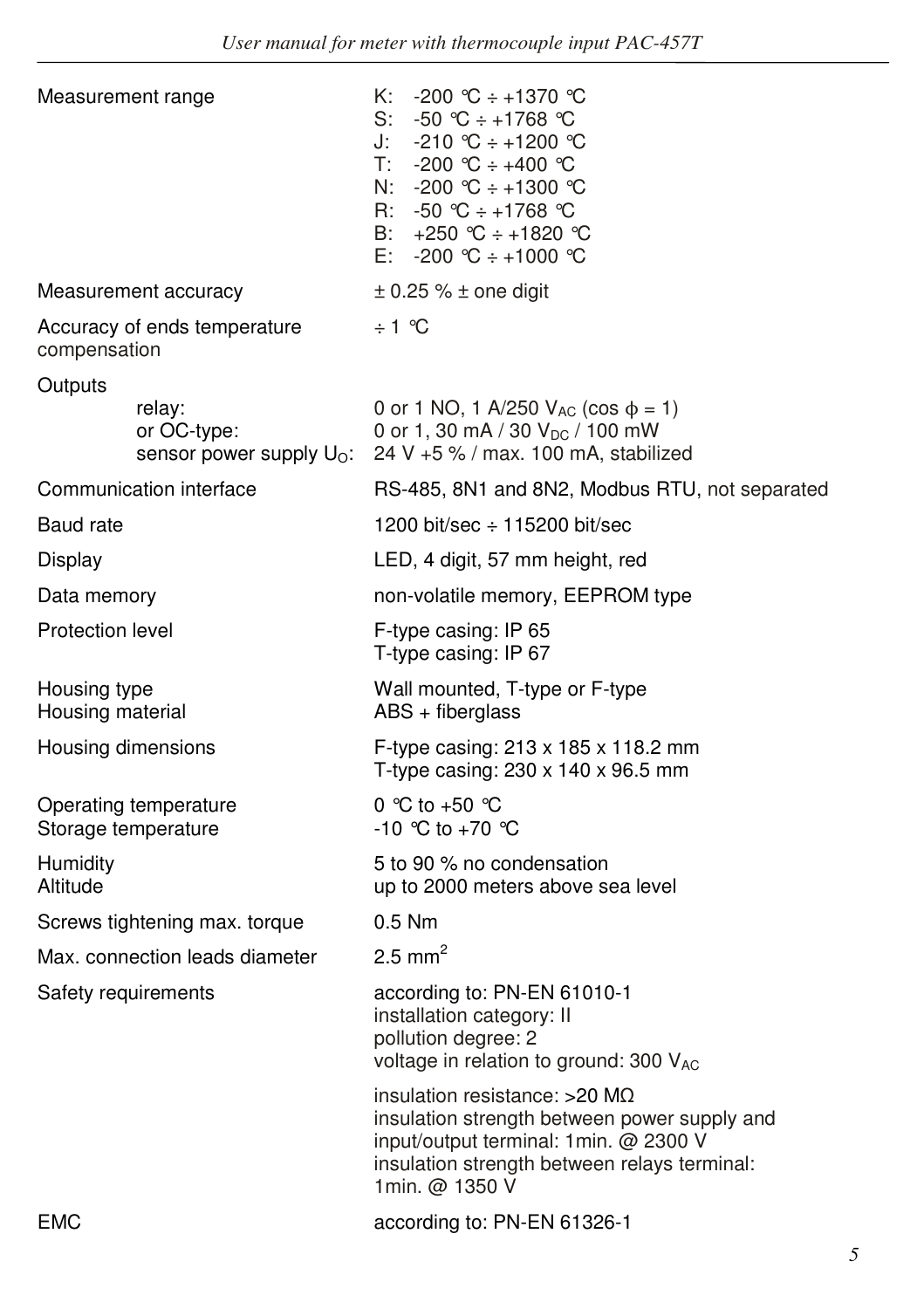| | |
|---|---|
| Measurement range | K: -200 °C ÷ +1370 °C<br>S: -50 °C ÷ +1768 °C<br>J: -210 °C ÷ +1200 °C<br>T: -200 °C ÷ +400 °C<br>N: -200 °C ÷ +1300 °C<br>R: -50 °C ÷ +1768 °C<br>B: +250 °C ÷ +1820 °C<br>E: -200 °C ÷ +1000 °C |
| Measurement accuracy | ± 0.25 % ± one digit |
| Accuracy of ends temperature compensation | ÷ 1 °C |
| Outputs | |
| relay: | 0 or 1 NO, 1 A/250 $V_{AC}$ ($\cos \phi = 1$) |
| or OC-type: | 0 or 1, 30 mA / 30 $V_{DC}$ / 100 mW |
| sensor power supply $U_O$: | 24 V +5 % / max. 100 mA, stabilized |
| Communication interface | RS-485, 8N1 and 8N2, Modbus RTU, not separated |
| Baud rate | 1200 bit/sec ÷ 115200 bit/sec |
| Display | LED, 4 digit, 57 mm height, red |
| Data memory | non-volatile memory, EEPROM type |
| Protection level | F-type casing: IP 65<br>T-type casing: IP 67 |
| Housing type | Wall mounted, T-type or F-type |
| Housing material | ABS + fiberglass |
| Housing dimensions | F-type casing: 213 x 185 x 118.2 mm<br>T-type casing: 230 x 140 x 96.5 mm |
| Operating temperature | 0 °C to +50 °C |
| Storage temperature | -10 °C to +70 °C |
| Humidity | 5 to 90 % no condensation |
| Altitude | up to 2000 meters above sea level |
| Screws tightening max. torque | 0.5 Nm |
| Max. connection leads diameter | 2.5 $mm^2$ |
| Safety requirements | according to: PN-EN 61010-1<br>installation category: II<br>pollution degree: 2<br>voltage in relation to ground: 300 $V_{AC}$<br><br>insulation resistance: >20 MΩ<br>insulation strength between power supply and input/output terminal: 1min. @ 2300 V<br>insulation strength between relays terminal: 1min. @ 1350 V |
| EMC | according to: PN-EN 61326-1 |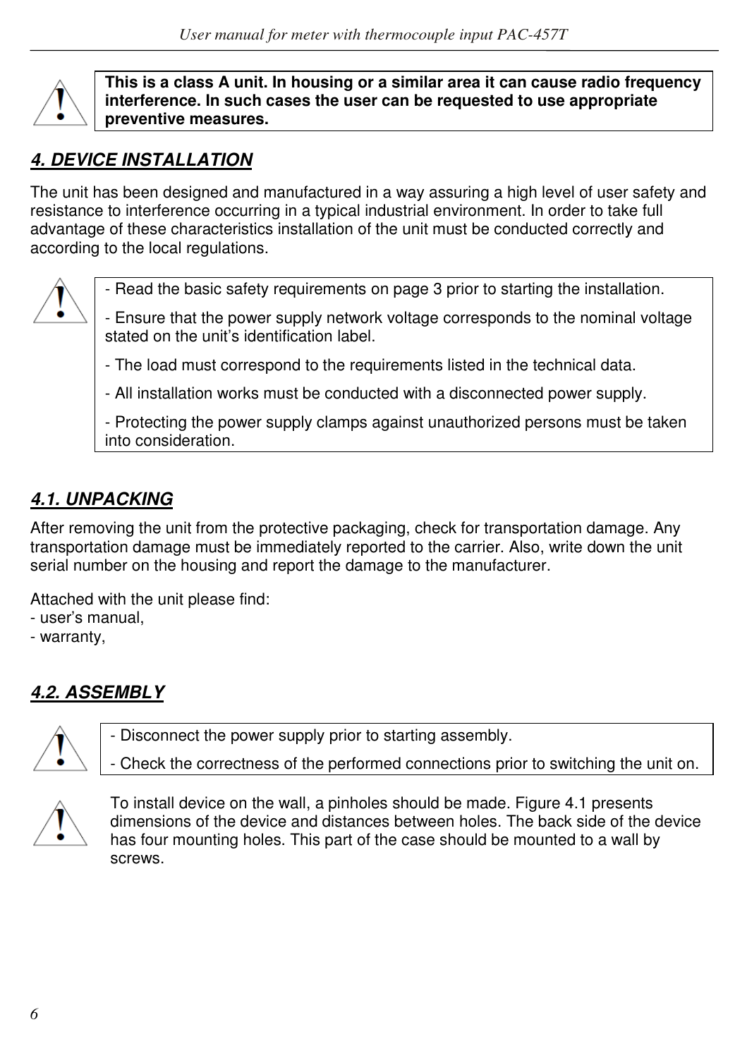**This is a class A unit. In housing or a similar area it can cause radio frequency interference. In such cases the user can be requested to use appropriate preventive measures.**

## *4. DEVICE INSTALLATION*

The unit has been designed and manufactured in a way assuring a high level of user safety and resistance to interference occurring in a typical industrial environment. In order to take full advantage of these characteristics installation of the unit must be conducted correctly and according to the local regulations.

- Read the basic safety requirements on page 3 prior to starting the installation.
- Ensure that the power supply network voltage corresponds to the nominal voltage stated on the unit’s identification label.
- The load must correspond to the requirements listed in the technical data.
- All installation works must be conducted with a disconnected power supply.
- Protecting the power supply clamps against unauthorized persons must be taken into consideration.

### *4.1. UNPACKING*

After removing the unit from the protective packaging, check for transportation damage. Any transportation damage must be immediately reported to the carrier. Also, write down the unit serial number on the housing and report the damage to the manufacturer.

Attached with the unit please find:
- user’s manual,
- warranty,

### *4.2. ASSEMBLY*

- Disconnect the power supply prior to starting assembly.
- Check the correctness of the performed connections prior to switching the unit on.

To install device on the wall, a pinholes should be made. Figure 4.1 presents dimensions of the device and distances between holes. The back side of the device has four mounting holes. This part of the case should be mounted to a wall by screws.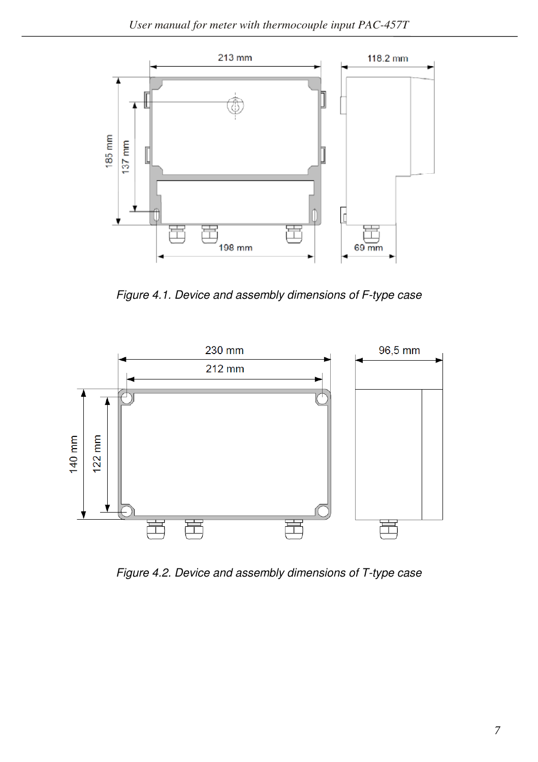213 mm

118.2 mm

185 mm

137 mm

198 mm

69 mm

*Figure 4.1. Device and assembly dimensions of F-type case*

230 mm

212 mm

96,5 mm

140 mm

122 mm

*Figure 4.2. Device and assembly dimensions of T-type case*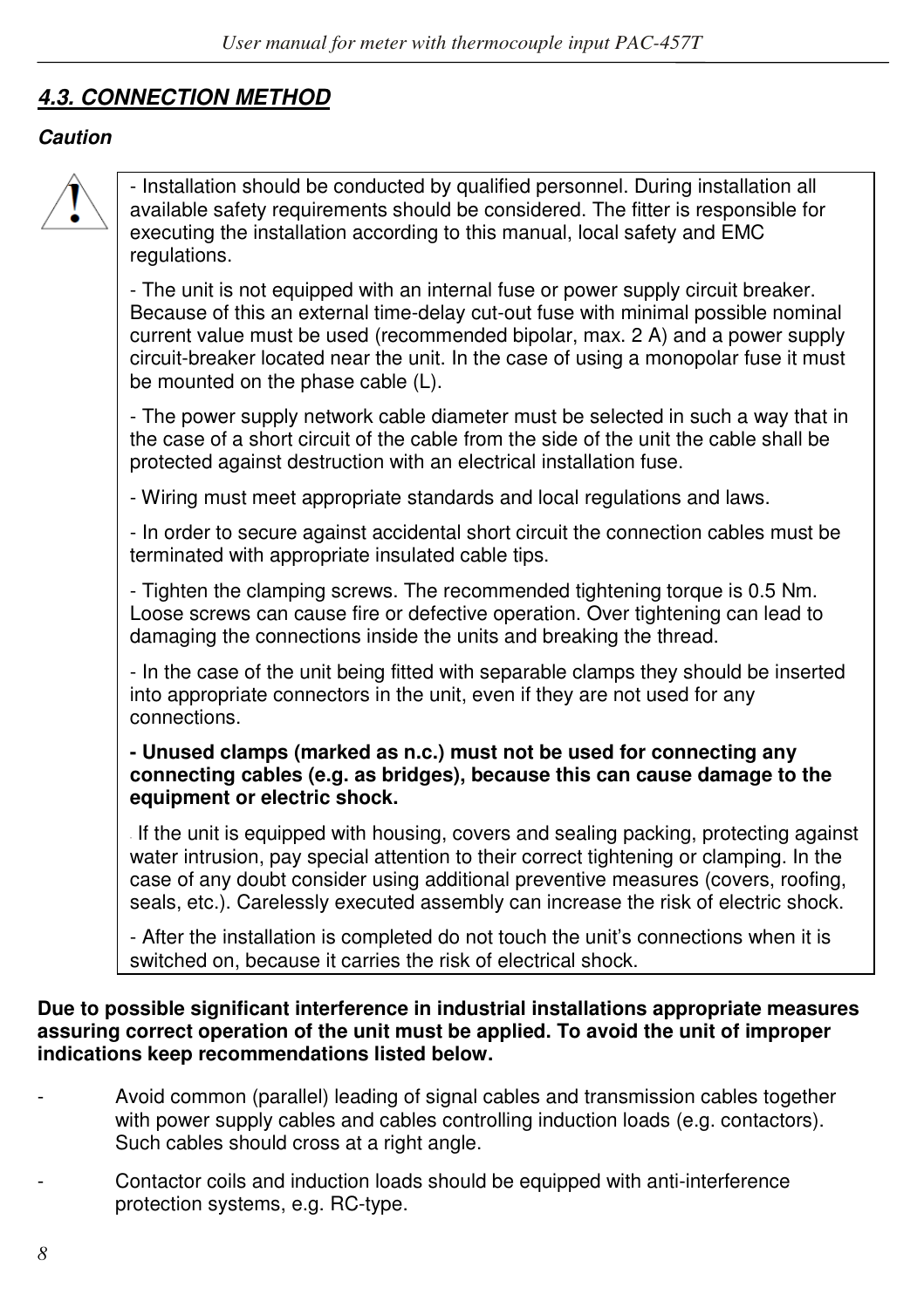## 4.3. CONNECTION METHOD

***Caution***

- Installation should be conducted by qualified personnel. During installation all available safety requirements should be considered. The fitter is responsible for executing the installation according to this manual, local safety and EMC regulations.

- The unit is not equipped with an internal fuse or power supply circuit breaker. Because of this an external time-delay cut-out fuse with minimal possible nominal current value must be used (recommended bipolar, max. 2 A) and a power supply circuit-breaker located near the unit. In the case of using a monopolar fuse it must be mounted on the phase cable (L).

- The power supply network cable diameter must be selected in such a way that in the case of a short circuit of the cable from the side of the unit the cable shall be protected against destruction with an electrical installation fuse.

- Wiring must meet appropriate standards and local regulations and laws.

- In order to secure against accidental short circuit the connection cables must be terminated with appropriate insulated cable tips.

- Tighten the clamping screws. The recommended tightening torque is 0.5 Nm. Loose screws can cause fire or defective operation. Over tightening can lead to damaging the connections inside the units and breaking the thread.

- In the case of the unit being fitted with separable clamps they should be inserted into appropriate connectors in the unit, even if they are not used for any connections.

**- Unused clamps (marked as n.c.) must not be used for connecting any connecting cables (e.g. as bridges), because this can cause damage to the equipment or electric shock.**

- If the unit is equipped with housing, covers and sealing packing, protecting against water intrusion, pay special attention to their correct tightening or clamping. In the case of any doubt consider using additional preventive measures (covers, roofing, seals, etc.). Carelessly executed assembly can increase the risk of electric shock.

- After the installation is completed do not touch the unit's connections when it is switched on, because it carries the risk of electrical shock.

**Due to possible significant interference in industrial installations appropriate measures assuring correct operation of the unit must be applied. To avoid the unit of improper indications keep recommendations listed below.**

- Avoid common (parallel) leading of signal cables and transmission cables together with power supply cables and cables controlling induction loads (e.g. contactors). Such cables should cross at a right angle.
- Contactor coils and induction loads should be equipped with anti-interference protection systems, e.g. RC-type.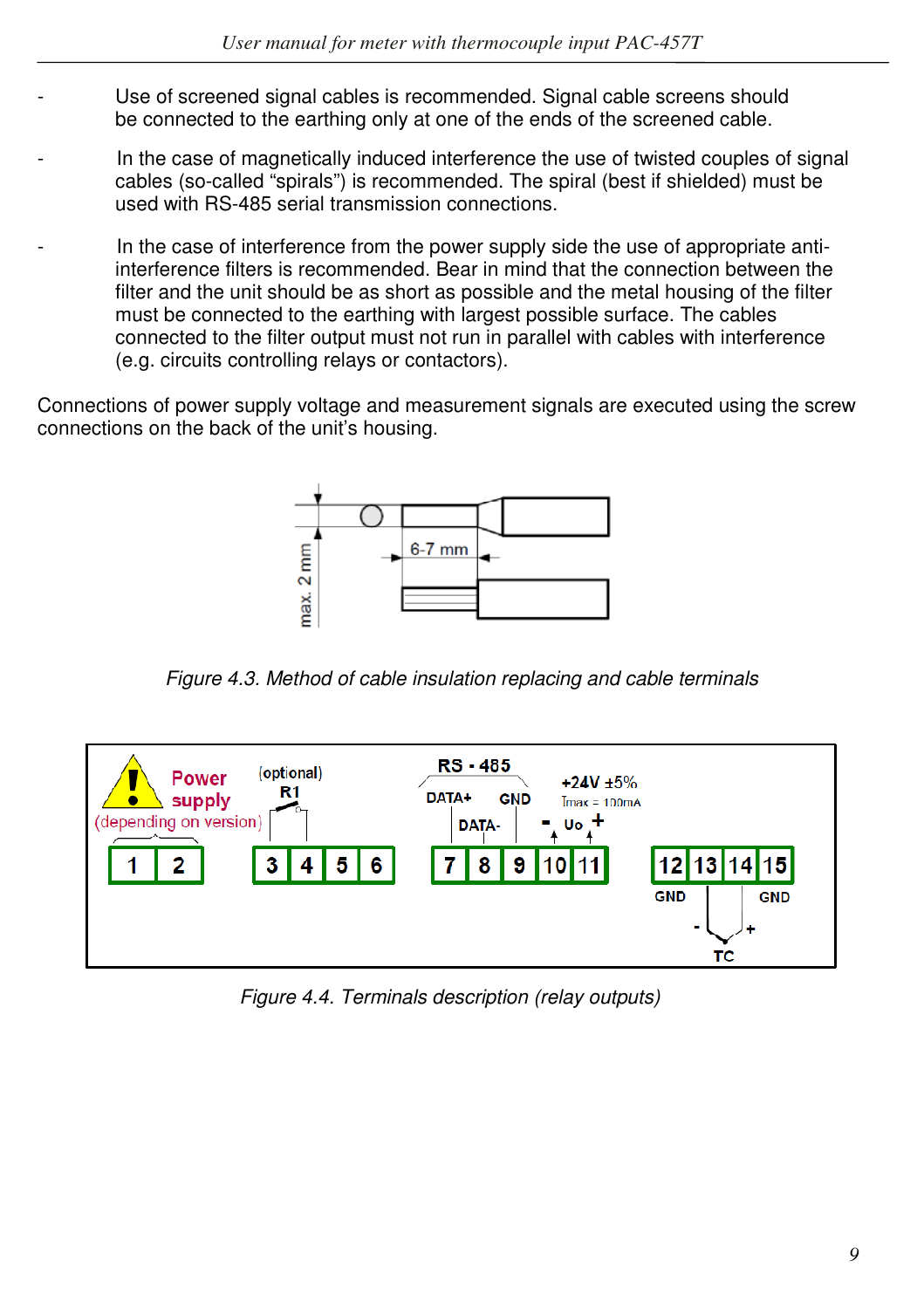- Use of screened signal cables is recommended. Signal cable screens should be connected to the earthing only at one of the ends of the screened cable.

- In the case of magnetically induced interference the use of twisted couples of signal cables (so-called “spirals”) is recommended. The spiral (best if shielded) must be used with RS-485 serial transmission connections.

- In the case of interference from the power supply side the use of appropriate anti-interference filters is recommended. Bear in mind that the connection between the filter and the unit should be as short as possible and the metal housing of the filter must be connected to the earthing with largest possible surface. The cables connected to the filter output must not run in parallel with cables with interference (e.g. circuits controlling relays or contactors).

Connections of power supply voltage and measurement signals are executed using the screw connections on the back of the unit’s housing.

*Figure 4.3. Method of cable insulation replacing and cable terminals*

*Figure 4.4. Terminals description (relay outputs)*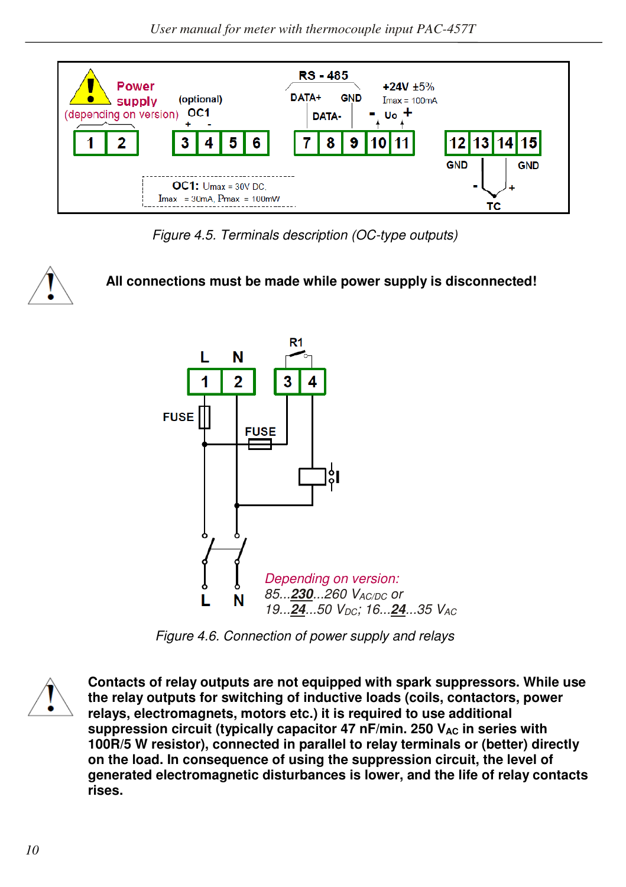Figure 4.5. Terminals description (OC-type outputs)

**All connections must be made while power supply is disconnected!**

Figure 4.6. Connection of power supply and relays

**Contacts of relay outputs are not equipped with spark suppressors. While use the relay outputs for switching of inductive loads (coils, contactors, power relays, electromagnets, motors etc.) it is required to use additional suppression circuit (typically capacitor 47 nF/min. 250 $V_{AC}$ in series with 100R/5 W resistor), connected in parallel to relay terminals or (better) directly on the load. In consequence of using the suppression circuit, the level of generated electromagnetic disturbances is lower, and the life of relay contacts rises.**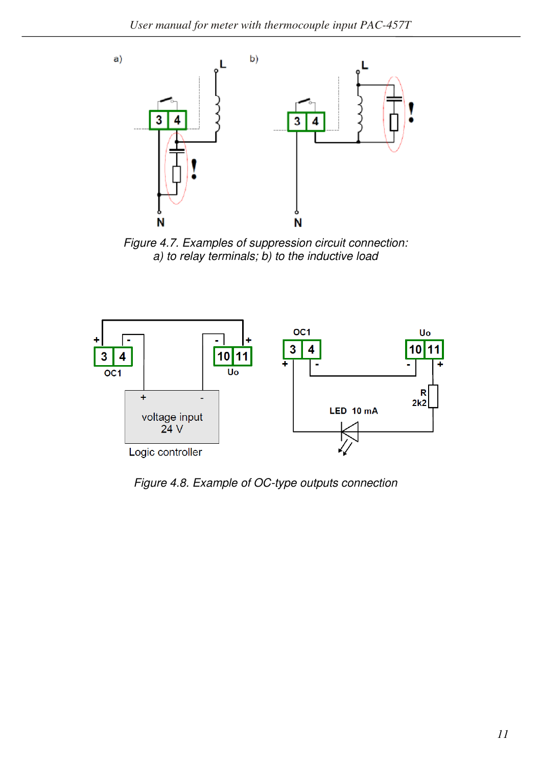*Figure 4.7. Examples of suppression circuit connection:*
*a) to relay terminals; b) to the inductive load*

*Figure 4.8. Example of OC-type outputs connection*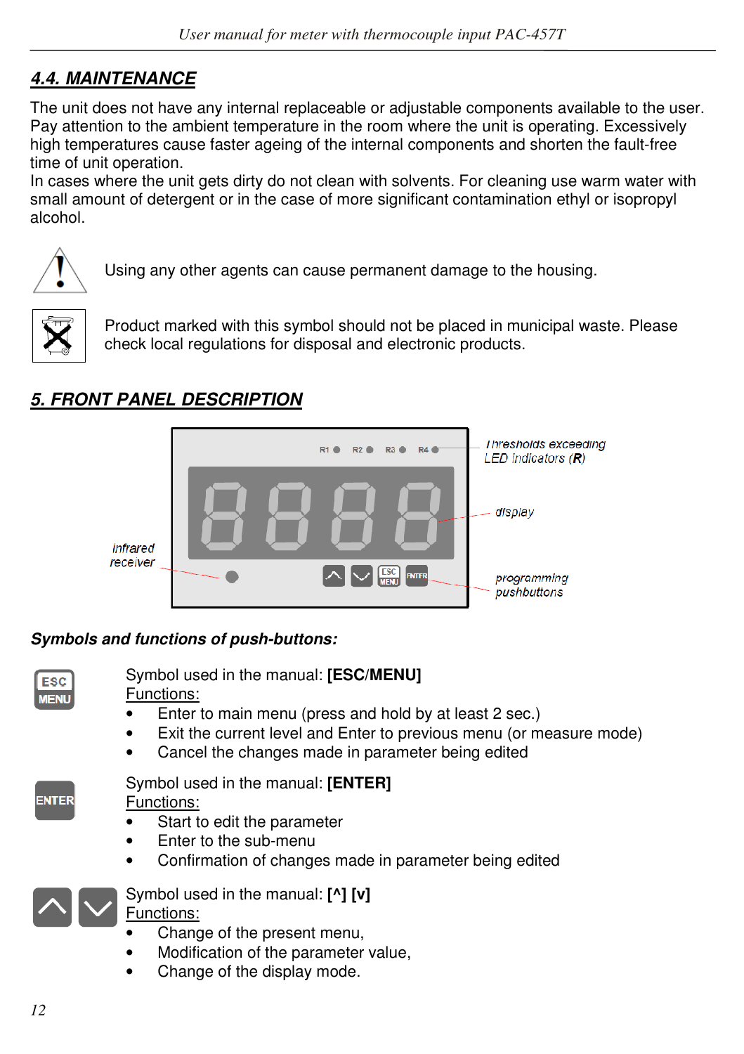## 4.4. MAINTENANCE

The unit does not have any internal replaceable or adjustable components available to the user. Pay attention to the ambient temperature in the room where the unit is operating. Excessively high temperatures cause faster ageing of the internal components and shorten the fault-free time of unit operation.
In cases where the unit gets dirty do not clean with solvents. For cleaning use warm water with small amount of detergent or in the case of more significant contamination ethyl or isopropyl alcohol.

Using any other agents can cause permanent damage to the housing.

Product marked with this symbol should not be placed in municipal waste. Please check local regulations for disposal and electronic products.

## 5. FRONT PANEL DESCRIPTION

Thresholds exceeding LED indicators (**R**)

display

infrared receiver

programming pushbuttons

### *Symbols and functions of push-buttons:*

Symbol used in the manual: **[ESC/MENU]**
Functions:

- Enter to main menu (press and hold by at least 2 sec.)
- Exit the current level and Enter to previous menu (or measure mode)
- Cancel the changes made in parameter being edited

Symbol used in the manual: **[ENTER]**
Functions:

- Start to edit the parameter
- Enter to the sub-menu
- Confirmation of changes made in parameter being edited

Symbol used in the manual: **[^] [v]**
Functions:

- Change of the present menu,
- Modification of the parameter value,
- Change of the display mode.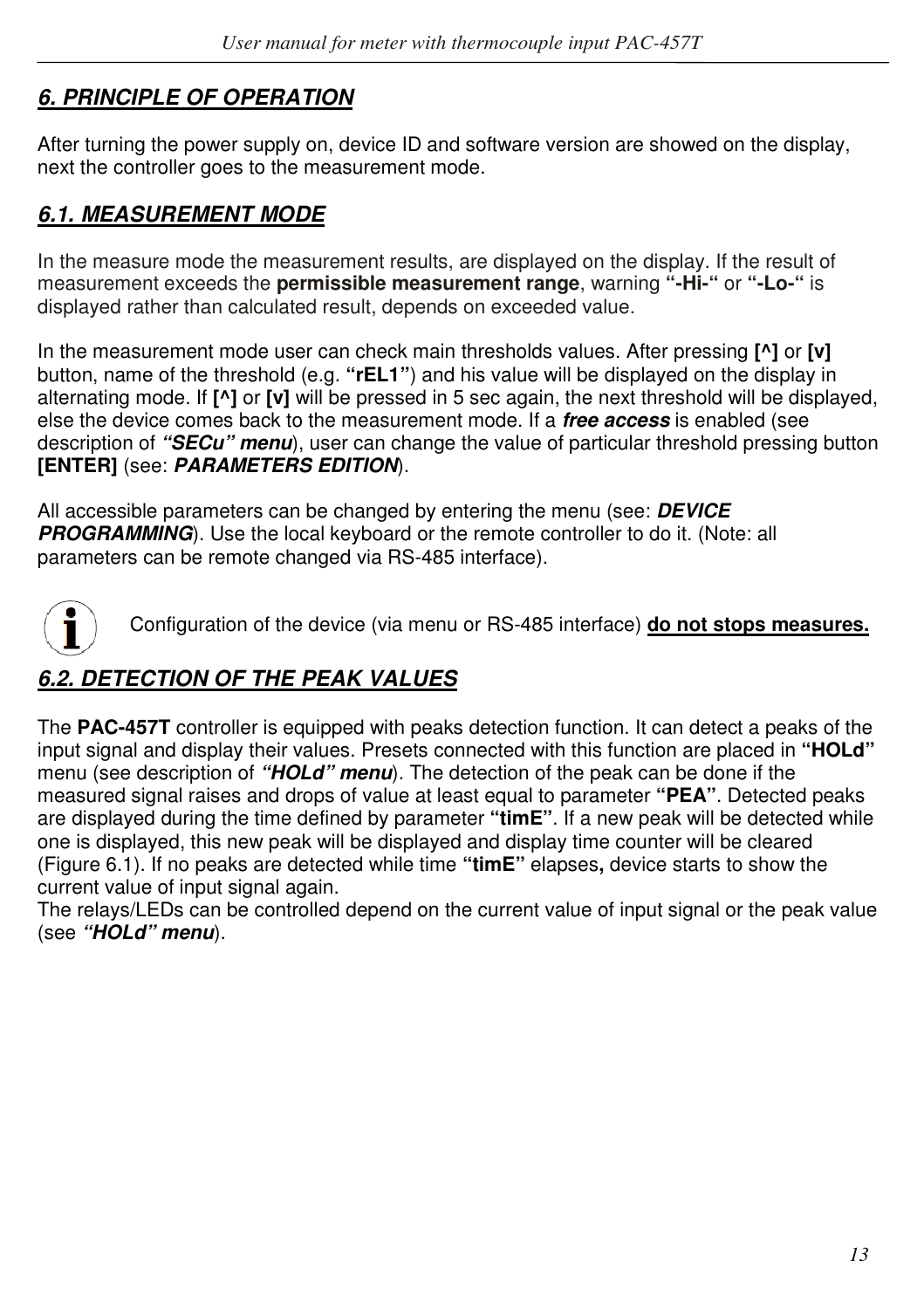## *6. PRINCIPLE OF OPERATION*

After turning the power supply on, device ID and software version are showed on the display, next the controller goes to the measurement mode.

### *6.1. MEASUREMENT MODE*

In the measure mode the measurement results, are displayed on the display. If the result of measurement exceeds the **permissible measurement range**, warning **"-Hi-"** or **"-Lo-"** is displayed rather than calculated result, depends on exceeded value.

In the measurement mode user can check main thresholds values. After pressing **[^]** or **[v]** button, name of the threshold (e.g. **"rEL1"**) and his value will be displayed on the display in alternating mode. If **[^]** or **[v]** will be pressed in 5 sec again, the next threshold will be displayed, else the device comes back to the measurement mode. If a ***free access*** is enabled (see description of ***"SECu" menu***), user can change the value of particular threshold pressing button **[ENTER]** (see: ***PARAMETERS EDITION***).

All accessible parameters can be changed by entering the menu (see: ***DEVICE PROGRAMMING***). Use the local keyboard or the remote controller to do it. (Note: all parameters can be remote changed via RS-485 interface).

Configuration of the device (via menu or RS-485 interface) **do not stops measures.**

### *6.2. DETECTION OF THE PEAK VALUES*

The **PAC-457T** controller is equipped with peaks detection function. It can detect a peaks of the input signal and display their values. Presets connected with this function are placed in **"HOLd"** menu (see description of ***"HOLd" menu***). The detection of the peak can be done if the measured signal raises and drops of value at least equal to parameter **"PEA"**. Detected peaks are displayed during the time defined by parameter **"timE"**. If a new peak will be detected while one is displayed, this new peak will be displayed and display time counter will be cleared (Figure 6.1). If no peaks are detected while time **"timE"** elapses**,** device starts to show the current value of input signal again.
The relays/LEDs can be controlled depend on the current value of input signal or the peak value (see ***"HOLd" menu***).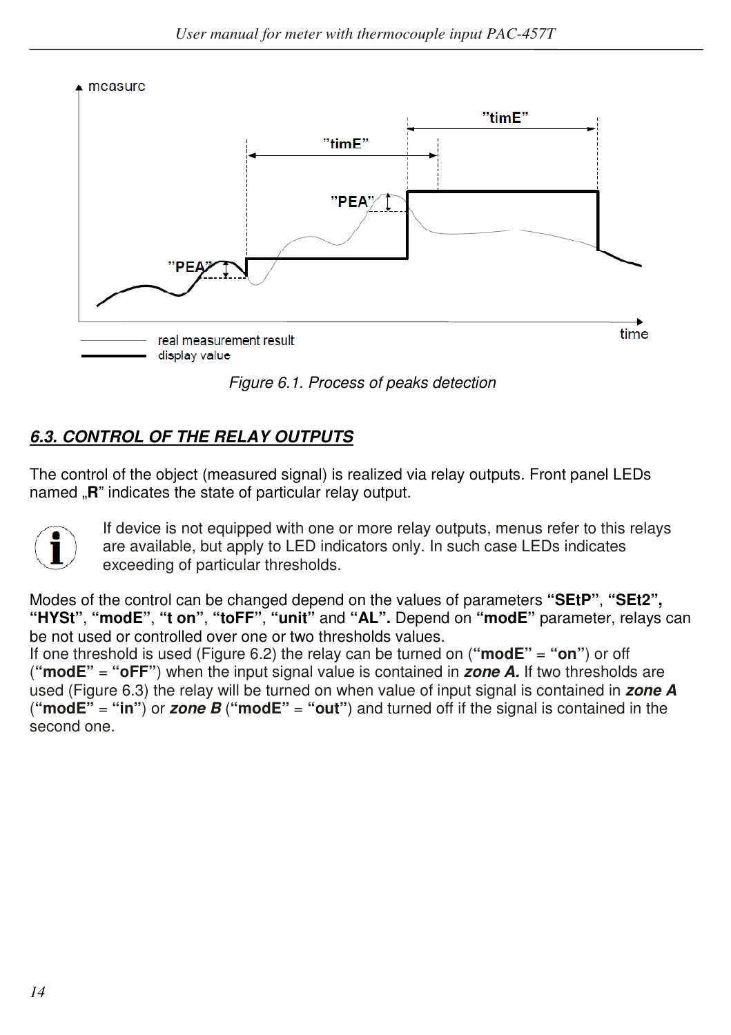Figure 6.1. Process of peaks detection

## *6.3. CONTROL OF THE RELAY OUTPUTS*

The control of the object (measured signal) is realized via relay outputs. Front panel LEDs named „**R**" indicates the state of particular relay output.

If device is not equipped with one or more relay outputs, menus refer to this relays are available, but apply to LED indicators only. In such case LEDs indicates exceeding of particular thresholds.

Modes of the control can be changed depend on the values of parameters **"SEtP"**, **"SEt2", "HYSt"**, **"modE"**, **"t on"**, **"toFF"**, **"unit"** and **"AL".** Depend on **"modE"** parameter, relays can be not used or controlled over one or two thresholds values.
If one threshold is used (Figure 6.2) the relay can be turned on (**"modE"** = **"on"**) or off (**"modE"** = **"oFF"**) when the input signal value is contained in ***zone A.*** If two thresholds are used (Figure 6.3) the relay will be turned on when value of input signal is contained in ***zone A*** (**"modE"** = **"in"**) or ***zone B*** (**"modE"** = **"out"**) and turned off if the signal is contained in the second one.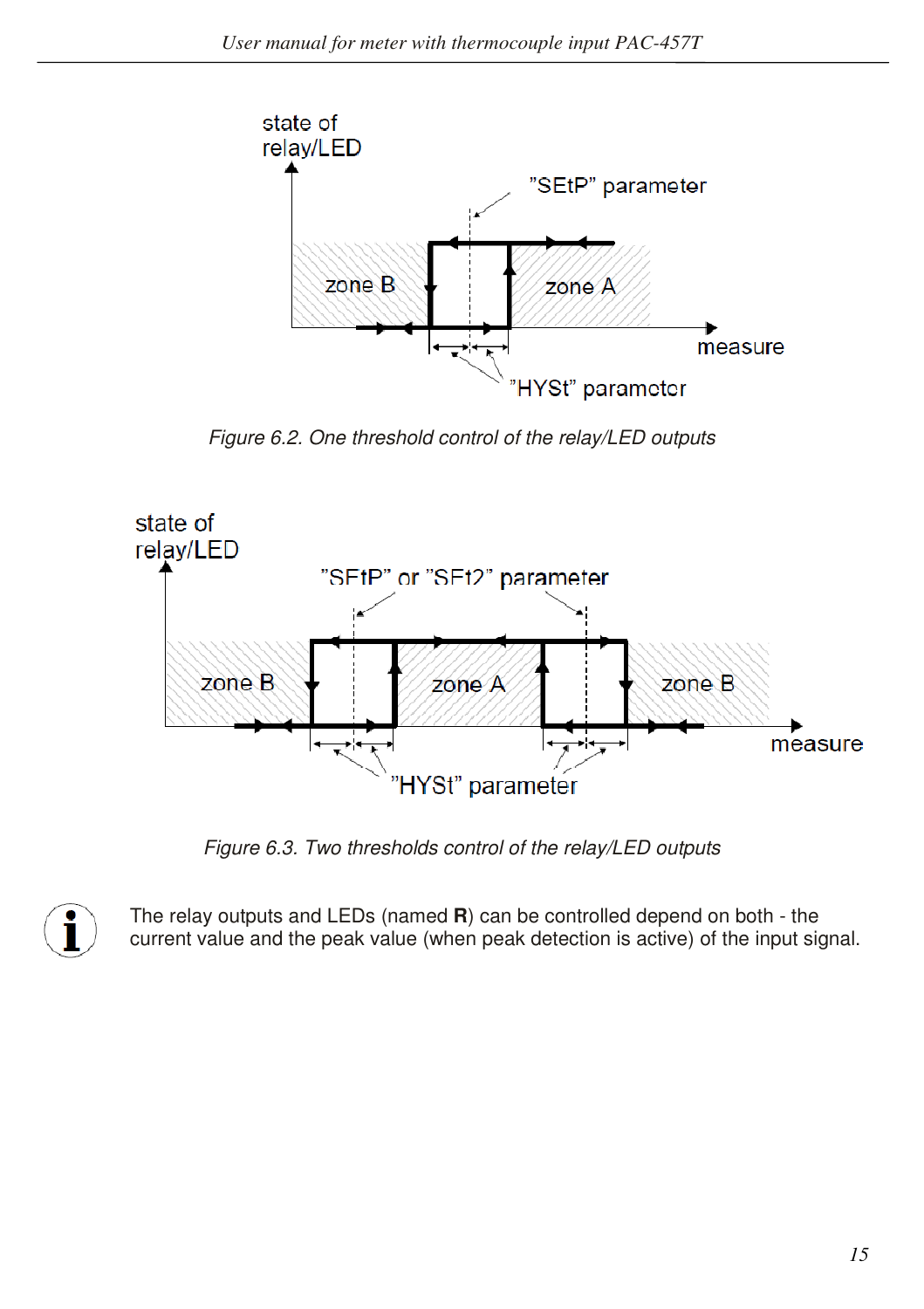*Figure 6.2. One threshold control of the relay/LED outputs*

*Figure 6.3. Two thresholds control of the relay/LED outputs*

The relay outputs and LEDs (named **R**) can be controlled depend on both - the current value and the peak value (when peak detection is active) of the input signal.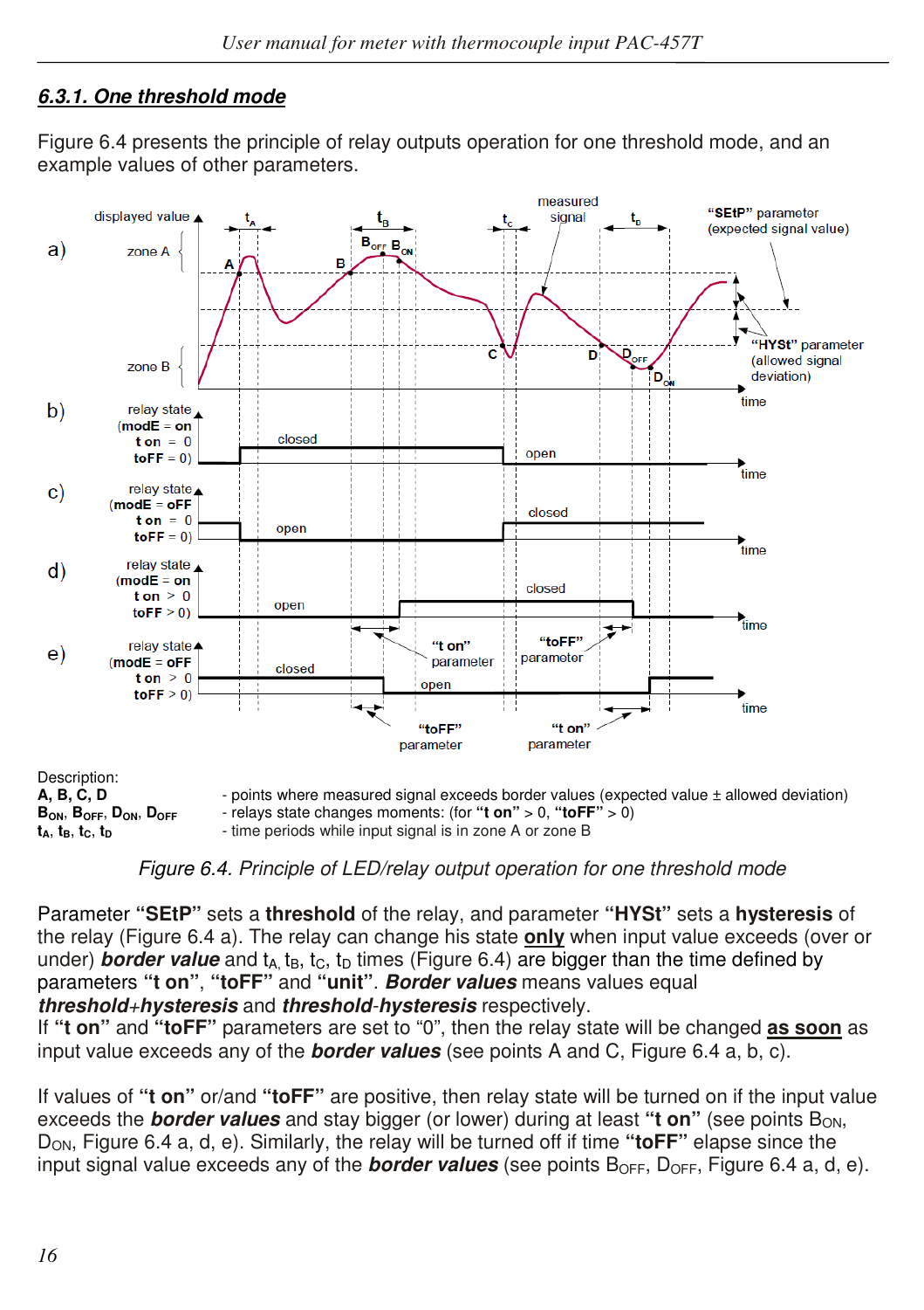### 6.3.1. One threshold mode

Figure 6.4 presents the principle of relay outputs operation for one threshold mode, and an example values of other parameters.

Description:

**A, B, C, D** - points where measured signal exceeds border values (expected value ± allowed deviation)

**$B_{ON}$, $B_{OFF}$, $D_{ON}$, $D_{OFF}$** - relays state changes moments: (for **"t on"** > 0, **"toFF"** > 0)

**$t_A$, $t_B$, $t_C$, $t_D$** - time periods while input signal is in zone A or zone B

*Figure 6.4. Principle of LED/relay output operation for one threshold mode*

Parameter **"SEtP"** sets a **threshold** of the relay, and parameter **"HYSt"** sets a **hysteresis** of the relay (Figure 6.4 a). The relay can change his state **only** when input value exceeds (over or under) ***border value*** and $t_A$, $t_B$, $t_C$, $t_D$ times (Figure 6.4) are bigger than the time defined by parameters **"t on"**, **"toFF"** and **"unit"**. ***Border values*** means values equal ***threshold+hysteresis*** and ***threshold-hysteresis*** respectively.

If **"t on"** and **"toFF"** parameters are set to "0", then the relay state will be changed **as soon** as input value exceeds any of the ***border values*** (see points A and C, Figure 6.4 a, b, c).

If values of **"t on"** or/and **"toFF"** are positive, then relay state will be turned on if the input value exceeds the ***border values*** and stay bigger (or lower) during at least **"t on"** (see points $B_{ON}$, $D_{ON}$, Figure 6.4 a, d, e). Similarly, the relay will be turned off if time **"toFF"** elapse since the input signal value exceeds any of the ***border values*** (see points $B_{OFF}$, $D_{OFF}$, Figure 6.4 a, d, e).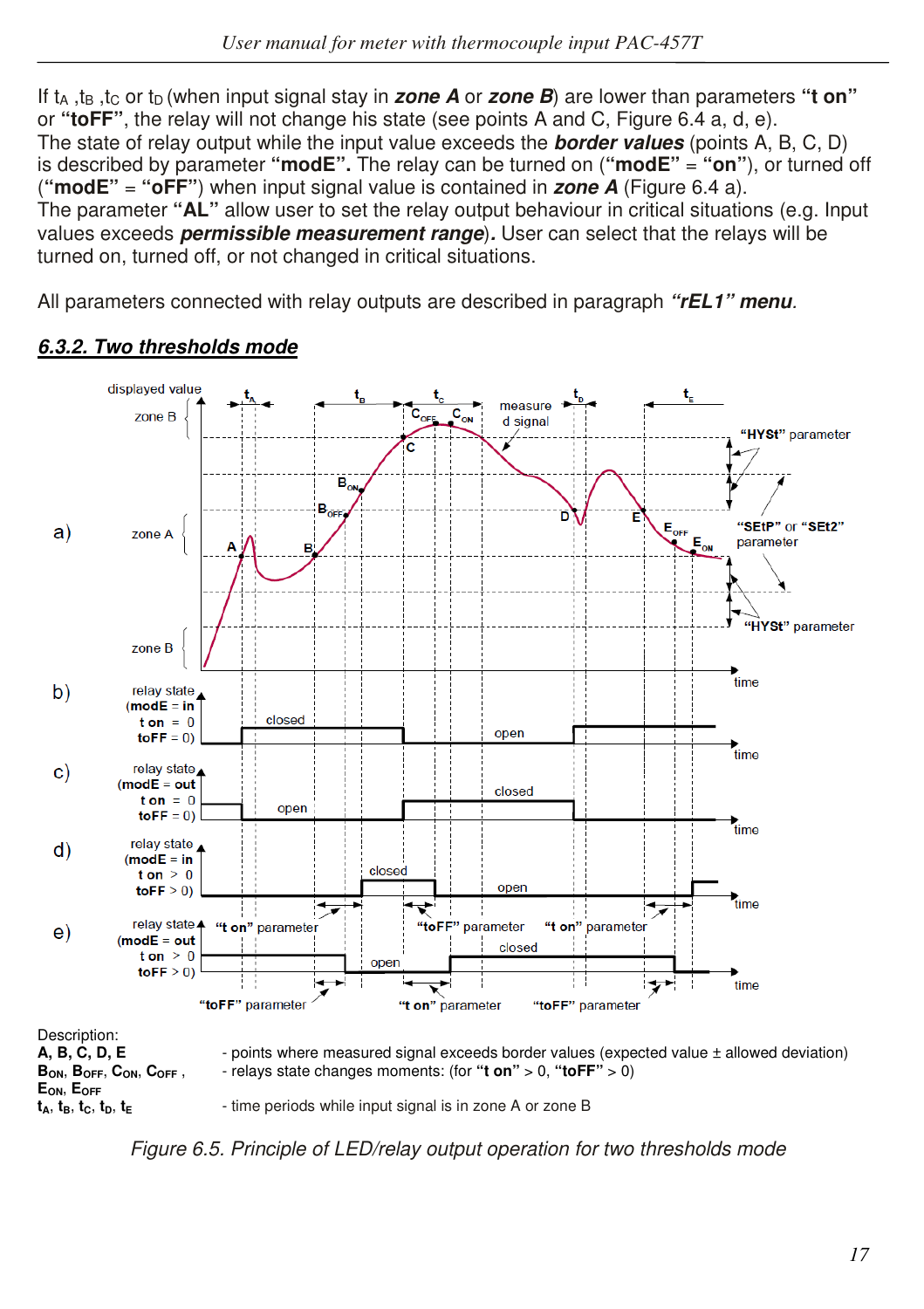If $t_A$, $t_B$, $t_C$ or $t_D$ (when input signal stay in ***zone A*** or ***zone B***) are lower than parameters **"t on"** or **"toFF"**, the relay will not change his state (see points A and C, Figure 6.4 a, d, e).
The state of relay output while the input value exceeds the ***border values*** (points A, B, C, D) is described by parameter **"modE"**. The relay can be turned on (**"modE"** = **"on"**), or turned off (**"modE"** = **"oFF"**) when input signal value is contained in ***zone A*** (Figure 6.4 a).
The parameter **"AL"** allow user to set the relay output behaviour in critical situations (e.g. Input values exceeds ***permissible measurement range***). User can select that the relays will be turned on, turned off, or not changed in critical situations.

All parameters connected with relay outputs are described in paragraph ***"rEL1" menu***.

### *6.3.2. Two thresholds mode*

Description:

- **A, B, C, D, E** - points where measured signal exceeds border values (expected value ± allowed deviation)
- **$B_{ON}$, $B_{OFF}$, $C_{ON}$, $C_{OFF}$, $E_{ON}$, $E_{OFF}$** - relays state changes moments: (for **"t on"** > 0, **"toFF"** > 0)
- **$t_A$, $t_B$, $t_C$, $t_D$, $t_E$** - time periods while input signal is in zone A or zone B

*Figure 6.5. Principle of LED/relay output operation for two thresholds mode*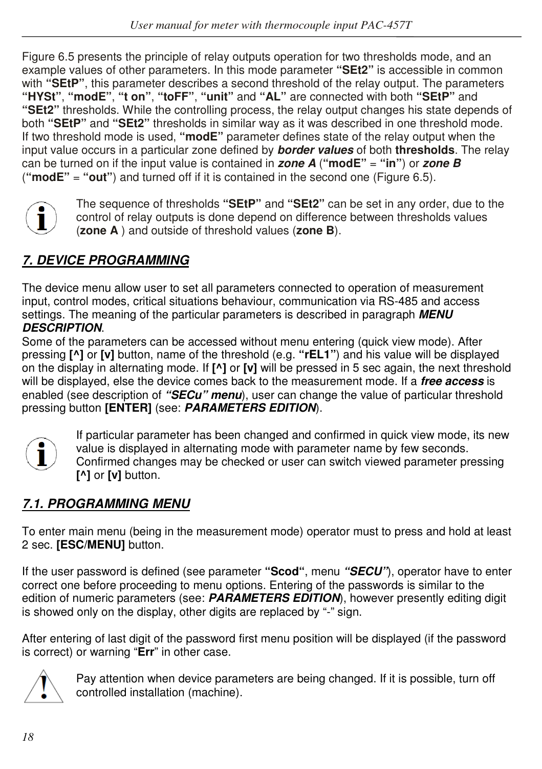Figure 6.5 presents the principle of relay outputs operation for two thresholds mode, and an example values of other parameters. In this mode parameter **"SEt2"** is accessible in common with **"SEtP"**, this parameter describes a second threshold of the relay output. The parameters **"HYSt"**, **"modE"**, **"t on"**, **"toFF"**, **"unit"** and **"AL"** are connected with both **"SEtP"** and **"SEt2"** thresholds. While the controlling process, the relay output changes his state depends of both **"SEtP"** and **"SEt2"** thresholds in similar way as it was described in one threshold mode. If two threshold mode is used, **"modE"** parameter defines state of the relay output when the input value occurs in a particular zone defined by ***border values*** of both **thresholds**. The relay can be turned on if the input value is contained in ***zone A*** (**"modE"** = **"in"**) or ***zone B*** (**"modE"** = **"out"**) and turned off if it is contained in the second one (Figure 6.5).

> The sequence of thresholds **"SEtP"** and **"SEt2"** can be set in any order, due to the control of relay outputs is done depend on difference between thresholds values (**zone A** ) and outside of threshold values (**zone B**).

## *7. DEVICE PROGRAMMING*

The device menu allow user to set all parameters connected to operation of measurement input, control modes, critical situations behaviour, communication via RS-485 and access settings. The meaning of the particular parameters is described in paragraph ***MENU DESCRIPTION***.
Some of the parameters can be accessed without menu entering (quick view mode). After pressing **[^]** or **[v]** button, name of the threshold (e.g. **"rEL1"**) and his value will be displayed on the display in alternating mode. If **[^]** or **[v]** will be pressed in 5 sec again, the next threshold will be displayed, else the device comes back to the measurement mode. If a ***free access*** is enabled (see description of ***"SECu" menu***), user can change the value of particular threshold pressing button **[ENTER]** (see: ***PARAMETERS EDITION***).

> If particular parameter has been changed and confirmed in quick view mode, its new value is displayed in alternating mode with parameter name by few seconds. Confirmed changes may be checked or user can switch viewed parameter pressing **[^]** or **[v]** button.

### *7.1. PROGRAMMING MENU*

To enter main menu (being in the measurement mode) operator must to press and hold at least 2 sec. **[ESC/MENU]** button.

If the user password is defined (see parameter **"Scod"**, menu ***"SECU"***), operator have to enter correct one before proceeding to menu options. Entering of the passwords is similar to the edition of numeric parameters (see: ***PARAMETERS EDITION***), however presently editing digit is showed only on the display, other digits are replaced by "-" sign.

After entering of last digit of the password first menu position will be displayed (if the password is correct) or warning "**Err**" in other case.

> Pay attention when device parameters are being changed. If it is possible, turn off controlled installation (machine).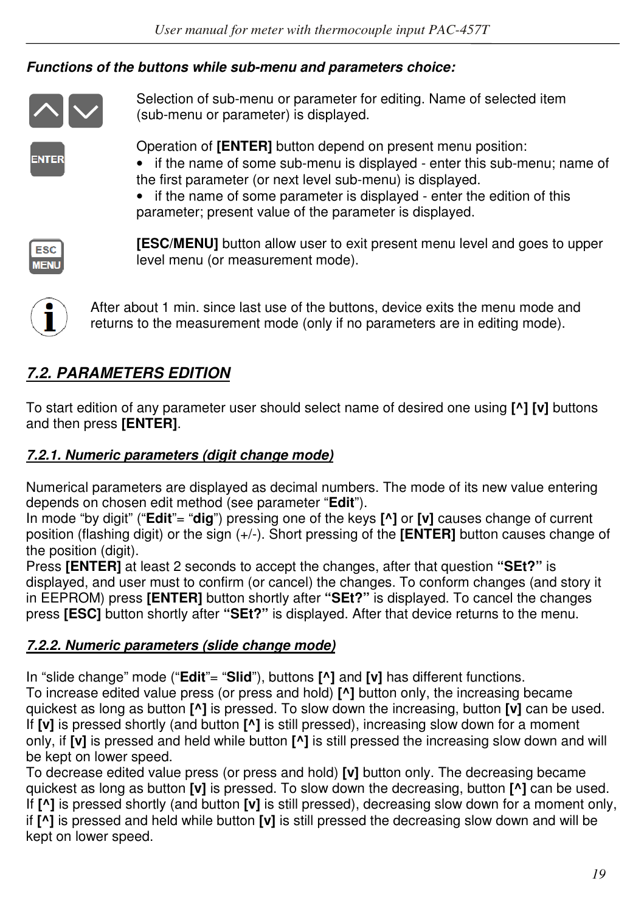***Functions of the buttons while sub-menu and parameters choice:***

Selection of sub-menu or parameter for editing. Name of selected item (sub-menu or parameter) is displayed.

Operation of **[ENTER]** button depend on present menu position:

- if the name of some sub-menu is displayed - enter this sub-menu; name of the first parameter (or next level sub-menu) is displayed.
- if the name of some parameter is displayed - enter the edition of this parameter; present value of the parameter is displayed.

**[ESC/MENU]** button allow user to exit present menu level and goes to upper level menu (or measurement mode).

After about 1 min. since last use of the buttons, device exits the menu mode and returns to the measurement mode (only if no parameters are in editing mode).

## *7.2. PARAMETERS EDITION*

To start edition of any parameter user should select name of desired one using **[^] [v]** buttons and then press **[ENTER]**.

### *7.2.1. Numeric parameters (digit change mode)*

Numerical parameters are displayed as decimal numbers. The mode of its new value entering depends on chosen edit method (see parameter "**Edit**").
In mode "by digit" ("**Edit**"= "**dig**") pressing one of the keys **[^]** or **[v]** causes change of current position (flashing digit) or the sign (+/-). Short pressing of the **[ENTER]** button causes change of the position (digit).
Press **[ENTER]** at least 2 seconds to accept the changes, after that question **"SEt?"** is displayed, and user must to confirm (or cancel) the changes. To conform changes (and story it in EEPROM) press **[ENTER]** button shortly after **"SEt?"** is displayed. To cancel the changes press **[ESC]** button shortly after **"SEt?"** is displayed. After that device returns to the menu.

### *7.2.2. Numeric parameters (slide change mode)*

In "slide change" mode ("**Edit**"= "**Slid**"), buttons **[^]** and **[v]** has different functions.
To increase edited value press (or press and hold) **[^]** button only, the increasing became quickest as long as button **[^]** is pressed. To slow down the increasing, button **[v]** can be used. If **[v]** is pressed shortly (and button **[^]** is still pressed), increasing slow down for a moment only, if **[v]** is pressed and held while button **[^]** is still pressed the increasing slow down and will be kept on lower speed.
To decrease edited value press (or press and hold) **[v]** button only. The decreasing became quickest as long as button **[v]** is pressed. To slow down the decreasing, button **[^]** can be used. If **[^]** is pressed shortly (and button **[v]** is still pressed), decreasing slow down for a moment only, if **[^]** is pressed and held while button **[v]** is still pressed the decreasing slow down and will be kept on lower speed.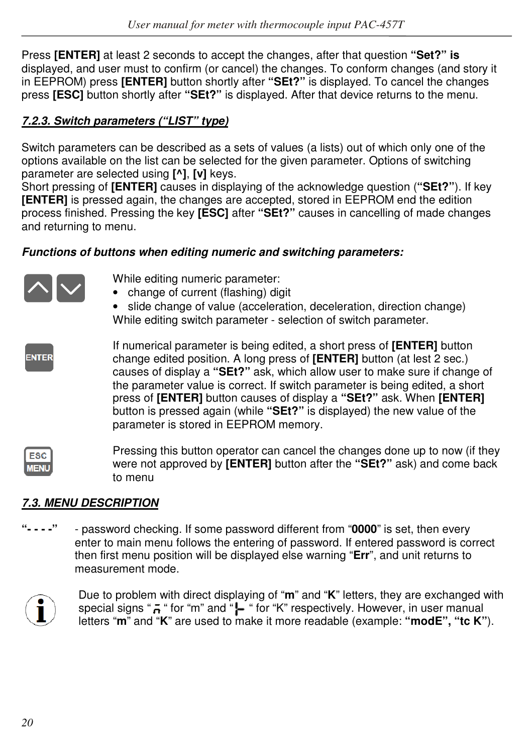Press **[ENTER]** at least 2 seconds to accept the changes, after that question **"Set?" is** displayed, and user must to confirm (or cancel) the changes. To conform changes (and story it in EEPROM) press **[ENTER]** button shortly after **"SEt?"** is displayed. To cancel the changes press **[ESC]** button shortly after **"SEt?"** is displayed. After that device returns to the menu.

### ***7.2.3. Switch parameters ("LIST" type)***

Switch parameters can be described as a sets of values (a lists) out of which only one of the options available on the list can be selected for the given parameter. Options of switching parameter are selected using **[^]**, **[v]** keys.
Short pressing of **[ENTER]** causes in displaying of the acknowledge question (**"SEt?"**). If key **[ENTER]** is pressed again, the changes are accepted, stored in EEPROM end the edition process finished. Pressing the key **[ESC]** after **"SEt?"** causes in cancelling of made changes and returning to menu.

***Functions of buttons when editing numeric and switching parameters:***

**[^] [v]** While editing numeric parameter:
- change of current (flashing) digit
- slide change of value (acceleration, deceleration, direction change)

While editing switch parameter - selection of switch parameter.

**[ENTER]** If numerical parameter is being edited, a short press of **[ENTER]** button change edited position. A long press of **[ENTER]** button (at lest 2 sec.) causes of display a **"SEt?"** ask, which allow user to make sure if change of the parameter value is correct. If switch parameter is being edited, a short press of **[ENTER]** button causes of display a **"SEt?"** ask. When **[ENTER]** button is pressed again (while **"SEt?"** is displayed) the new value of the parameter is stored in EEPROM memory.

**[ESC/MENU]** Pressing this button operator can cancel the changes done up to now (if they were not approved by **[ENTER]** button after the **"SEt?"** ask) and come back to menu

## ***7.3. MENU DESCRIPTION***

**"- - - -"** - password checking. If some password different from "**0000**" is set, then every enter to main menu follows the entering of password. If entered password is correct then first menu position will be displayed else warning "**Err**", and unit returns to measurement mode.

Due to problem with direct displaying of "**m**" and "**K**" letters, they are exchanged with special signs " ̄n " for "m" and "⊢ " for "K" respectively. However, in user manual letters "**m**" and "**K**" are used to make it more readable (example: **"modE", "tc K"**).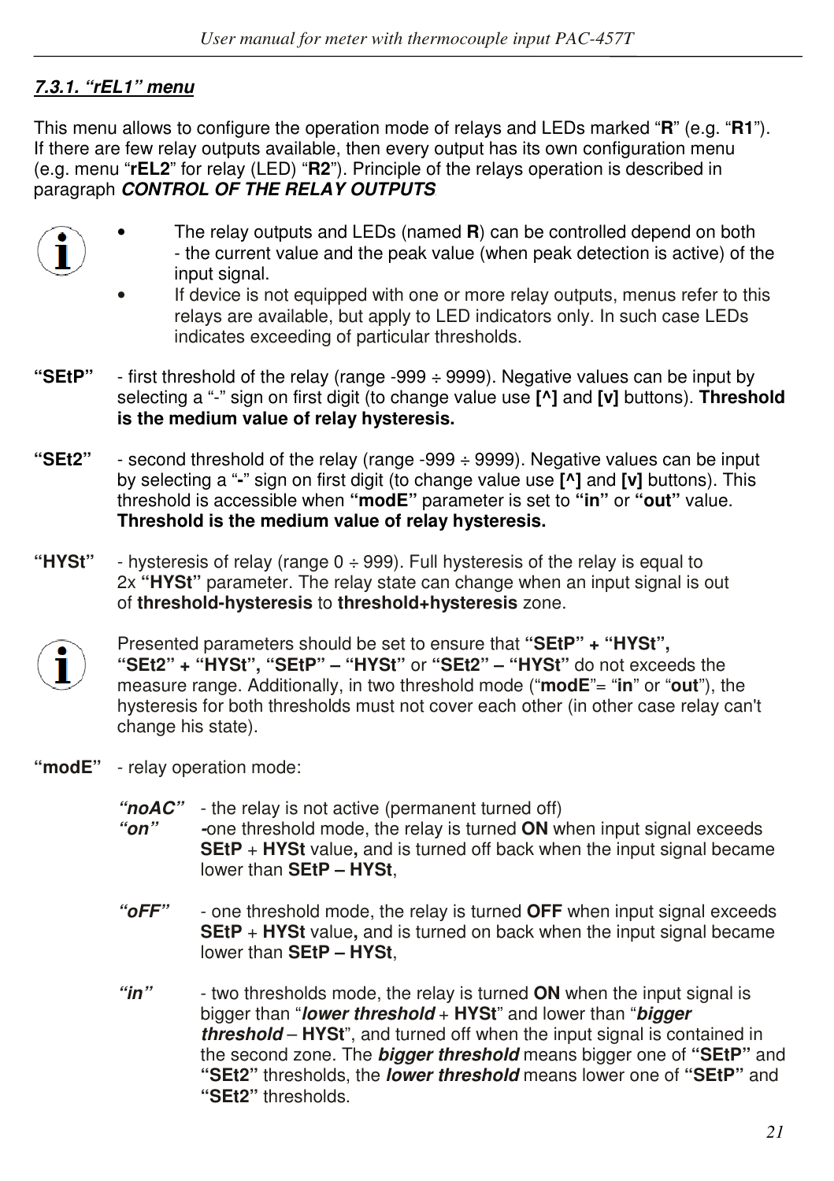### *7.3.1. "rEL1" menu*

This menu allows to configure the operation mode of relays and LEDs marked "**R**" (e.g. "**R1**"). If there are few relay outputs available, then every output has its own configuration menu (e.g. menu "**rEL2**" for relay (LED) "**R2**"). Principle of the relays operation is described in paragraph ***CONTROL OF THE RELAY OUTPUTS***.

- The relay outputs and LEDs (named **R**) can be controlled depend on both - the current value and the peak value (when peak detection is active) of the input signal.
- If device is not equipped with one or more relay outputs, menus refer to this relays are available, but apply to LED indicators only. In such case LEDs indicates exceeding of particular thresholds.

**"SEtP"** - first threshold of the relay (range -999 ÷ 9999). Negative values can be input by selecting a "-" sign on first digit (to change value use **[^]** and **[v]** buttons). **Threshold is the medium value of relay hysteresis.**

**"SEt2"** - second threshold of the relay (range -999 ÷ 9999). Negative values can be input by selecting a "**-**" sign on first digit (to change value use **[^]** and **[v]** buttons). This threshold is accessible when **"modE"** parameter is set to **"in"** or **"out"** value. **Threshold is the medium value of relay hysteresis.**

**"HYSt"** - hysteresis of relay (range 0 ÷ 999). Full hysteresis of the relay is equal to 2x **"HYSt"** parameter. The relay state can change when an input signal is out of **threshold-hysteresis** to **threshold+hysteresis** zone.

Presented parameters should be set to ensure that **"SEtP" + "HYSt", "SEt2" + "HYSt", "SEtP" – "HYSt"** or **"SEt2" – "HYSt"** do not exceeds the measure range. Additionally, in two threshold mode ("**modE**"= "**in**" or "**out**"), the hysteresis for both thresholds must not cover each other (in other case relay can't change his state).

**"modE"** - relay operation mode:

***"noAC"*** - the relay is not active (permanent turned off)

***"on"*** **-**one threshold mode, the relay is turned **ON** when input signal exceeds **SEtP** + **HYSt** value**,** and is turned off back when the input signal became lower than **SEtP – HYSt**,

***"oFF"*** - one threshold mode, the relay is turned **OFF** when input signal exceeds **SEtP** + **HYSt** value**,** and is turned on back when the input signal became lower than **SEtP – HYSt**,

***"in"*** - two thresholds mode, the relay is turned **ON** when the input signal is bigger than "***lower threshold*** + **HYSt**" and lower than "***bigger threshold*** – **HYSt**", and turned off when the input signal is contained in the second zone. The ***bigger threshold*** means bigger one of **"SEtP"** and **"SEt2"** thresholds, the ***lower threshold*** means lower one of **"SEtP"** and **"SEt2"** thresholds.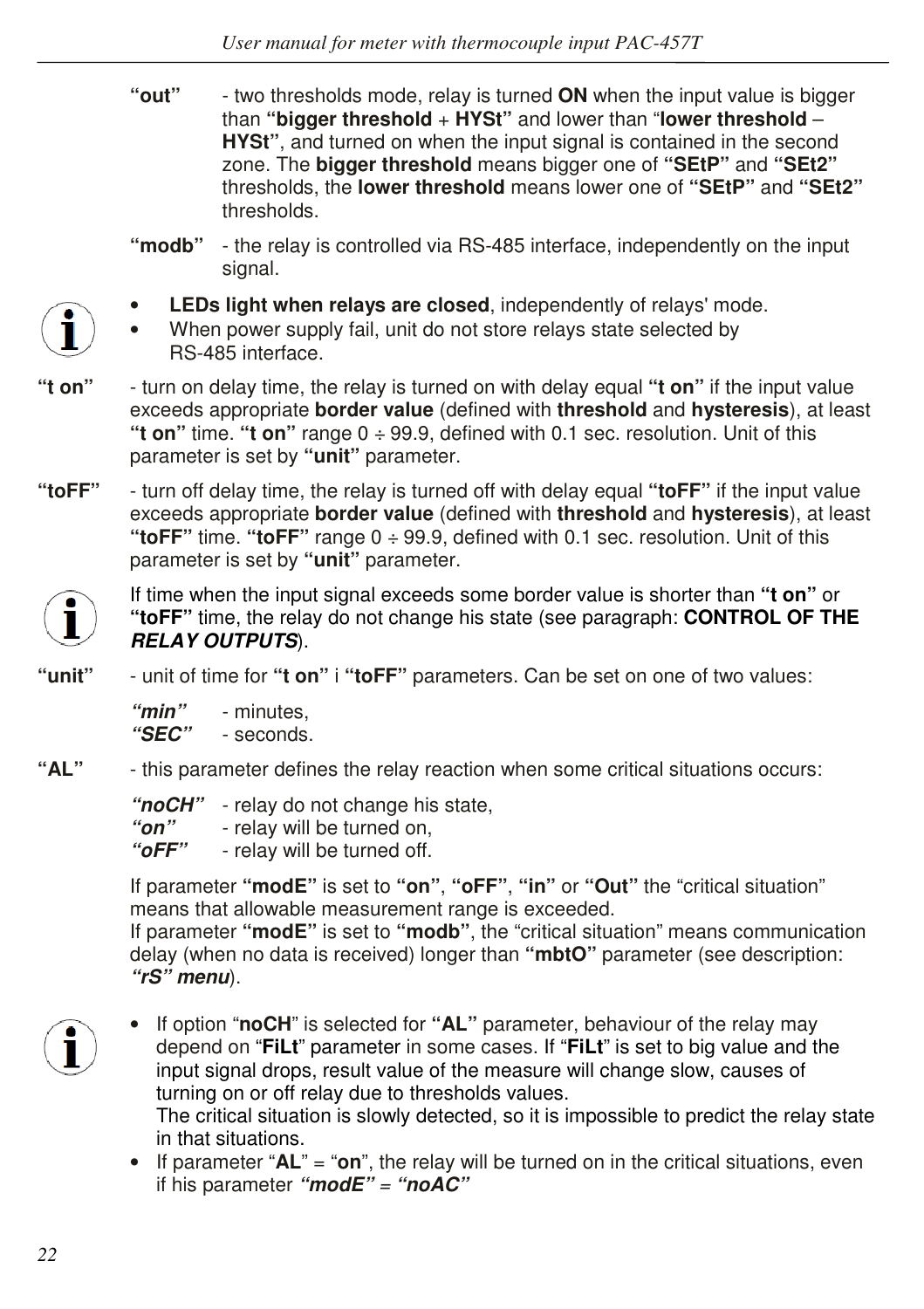**“out”** - two thresholds mode, relay is turned **ON** when the input value is bigger than **“bigger threshold** + **HYSt”** and lower than “**lower threshold** – **HYSt”**, and turned on when the input signal is contained in the second zone. The **bigger threshold** means bigger one of **“SEtP”** and **“SEt2”** thresholds, the **lower threshold** means lower one of **“SEtP”** and **“SEt2”** thresholds.

**“modb”** - the relay is controlled via RS-485 interface, independently on the input signal.

- **LEDs light when relays are closed**, independently of relays' mode.
- When power supply fail, unit do not store relays state selected by RS-485 interface.

**“t on”** - turn on delay time, the relay is turned on with delay equal **“t on”** if the input value exceeds appropriate **border value** (defined with **threshold** and **hysteresis**), at least **“t on”** time. **“t on”** range 0 ÷ 99.9, defined with 0.1 sec. resolution. Unit of this parameter is set by **“unit”** parameter.

**“toFF”** - turn off delay time, the relay is turned off with delay equal **“toFF”** if the input value exceeds appropriate **border value** (defined with **threshold** and **hysteresis**), at least **“toFF”** time. **“toFF”** range 0 ÷ 99.9, defined with 0.1 sec. resolution. Unit of this parameter is set by **“unit”** parameter.

If time when the input signal exceeds some border value is shorter than **“t on”** or **“toFF”** time, the relay do not change his state (see paragraph: **CONTROL OF THE *RELAY OUTPUTS***).

**“unit”** - unit of time for **“t on”** i **“toFF”** parameters. Can be set on one of two values:

***“min”*** - minutes,
***“SEC”*** - seconds.

**“AL”** - this parameter defines the relay reaction when some critical situations occurs:

***“noCH”*** - relay do not change his state,
***“on”*** - relay will be turned on,
***“oFF”*** - relay will be turned off.

If parameter **“modE”** is set to **“on”**, **“oFF”**, **“in”** or **“Out”** the “critical situation” means that allowable measurement range is exceeded.
If parameter **“modE”** is set to **“modb”**, the “critical situation” means communication delay (when no data is received) longer than **“mbtO”** parameter (see description: ***“rS” menu***).

- If option “**noCH**” is selected for **“AL”** parameter, behaviour of the relay may depend on “**FiLt**” parameter in some cases. If “**FiLt**” is set to big value and the input signal drops, result value of the measure will change slow, causes of turning on or off relay due to thresholds values.
  The critical situation is slowly detected, so it is impossible to predict the relay state in that situations.
- If parameter “**AL**” = “**on**”, the relay will be turned on in the critical situations, even if his parameter ***“modE” = “noAC”***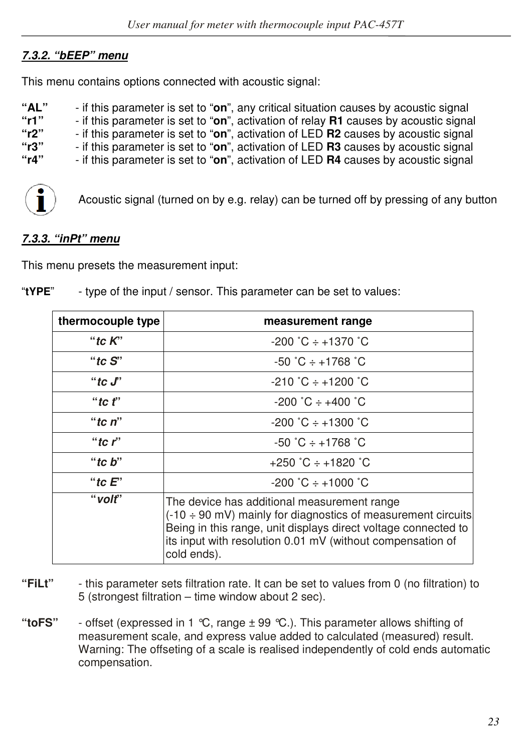### 7.3.2. *“bEEP” menu*

This menu contains options connected with acoustic signal:

**“AL”** - if this parameter is set to “**on**”, any critical situation causes by acoustic signal
**“r1”** - if this parameter is set to “**on**”, activation of relay **R1** causes by acoustic signal
**“r2”** - if this parameter is set to “**on**”, activation of LED **R2** causes by acoustic signal
**“r3”** - if this parameter is set to “**on**”, activation of LED **R3** causes by acoustic signal
**“r4”** - if this parameter is set to “**on**”, activation of LED **R4** causes by acoustic signal

Acoustic signal (turned on by e.g. relay) can be turned off by pressing of any button

### 7.3.3. *“inPt” menu*

This menu presets the measurement input:

“**tYPE**” - type of the input / sensor. This parameter can be set to values:

| thermocouple type | measurement range |
|---|---|
| “*tc K*” | -200 ˚C ÷ +1370 ˚C |
| “*tc S*” | -50 ˚C ÷ +1768 ˚C |
| “*tc J*” | -210 ˚C ÷ +1200 ˚C |
| “*tc t*” | -200 ˚C ÷ +400 ˚C |
| “*tc n*” | -200 ˚C ÷ +1300 ˚C |
| “*tc r*” | -50 ˚C ÷ +1768 ˚C |
| “*tc b*” | +250 ˚C ÷ +1820 ˚C |
| “*tc E*” | -200 ˚C ÷ +1000 ˚C |
| “*volt*” | The device has additional measurement range (-10 ÷ 90 mV) mainly for diagnostics of measurement circuits. Being in this range, unit displays direct voltage connected to its input with resolution 0.01 mV (without compensation of cold ends). |

**“FiLt”** - this parameter sets filtration rate. It can be set to values from 0 (no filtration) to 5 (strongest filtration – time window about 2 sec).

**“toFS”** - offset (expressed in 1 °C, range ± 99 °C.). This parameter allows shifting of measurement scale, and express value added to calculated (measured) result. Warning: The offseting of a scale is realised independently of cold ends automatic compensation.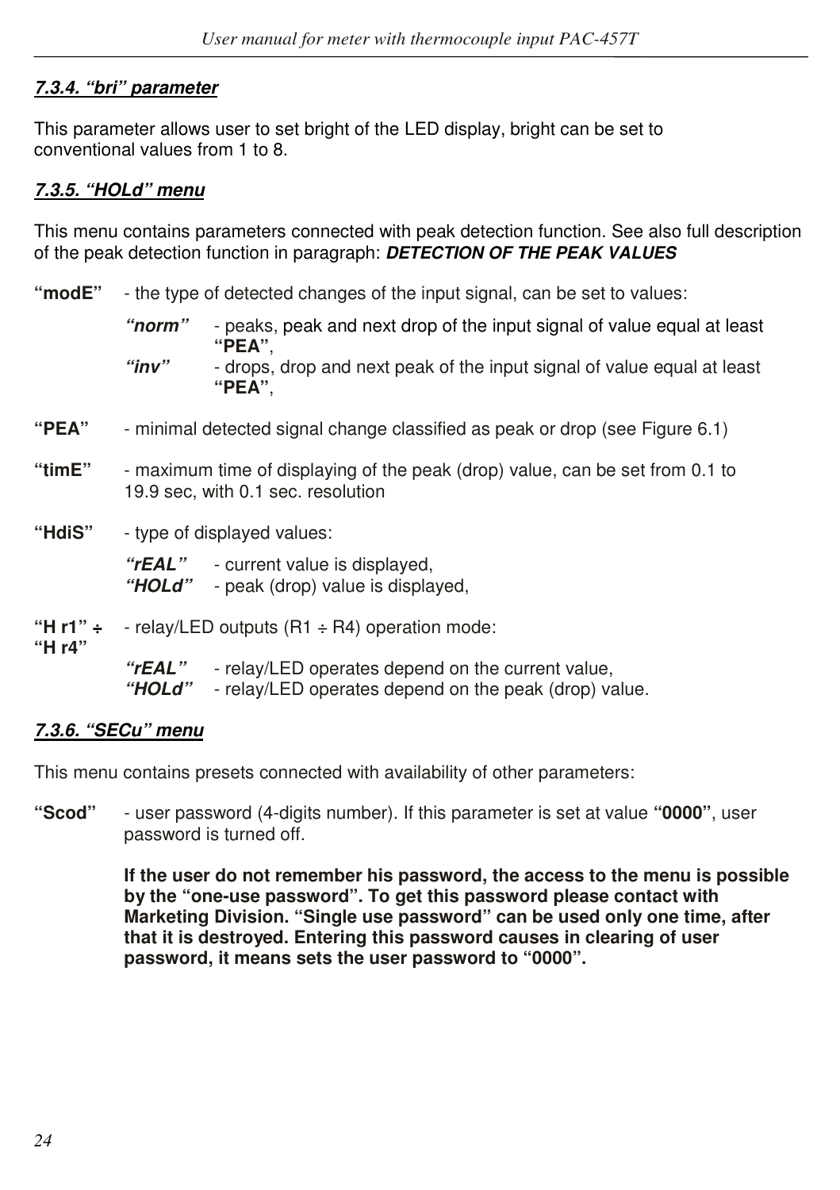#### *7.3.4. “bri” parameter*

This parameter allows user to set bright of the LED display, bright can be set to conventional values from 1 to 8.

#### *7.3.5. “HOLd” menu*

This menu contains parameters connected with peak detection function. See also full description of the peak detection function in paragraph: ***DETECTION OF THE PEAK VALUES***

**“modE”** - the type of detected changes of the input signal, can be set to values:

- ***“norm”*** - peaks, peak and next drop of the input signal of value equal at least **“PEA”**,
- ***“inv”*** - drops, drop and next peak of the input signal of value equal at least **“PEA”**,

**“PEA”** - minimal detected signal change classified as peak or drop (see Figure 6.1)

**“timE”** - maximum time of displaying of the peak (drop) value, can be set from 0.1 to 19.9 sec, with 0.1 sec. resolution

**“HdiS”** - type of displayed values:

- ***“rEAL”*** - current value is displayed,
- ***“HOLd”*** - peak (drop) value is displayed,

**“H r1” ÷ “H r4”** - relay/LED outputs (R1 ÷ R4) operation mode:

- ***“rEAL”*** - relay/LED operates depend on the current value,
- ***“HOLd”*** - relay/LED operates depend on the peak (drop) value.

#### *7.3.6. “SECu” menu*

This menu contains presets connected with availability of other parameters:

**“Scod”** - user password (4-digits number). If this parameter is set at value **“0000”**, user password is turned off.

**If the user do not remember his password, the access to the menu is possible by the “one-use password”. To get this password please contact with Marketing Division. “Single use password” can be used only one time, after that it is destroyed. Entering this password causes in clearing of user password, it means sets the user password to “0000”.**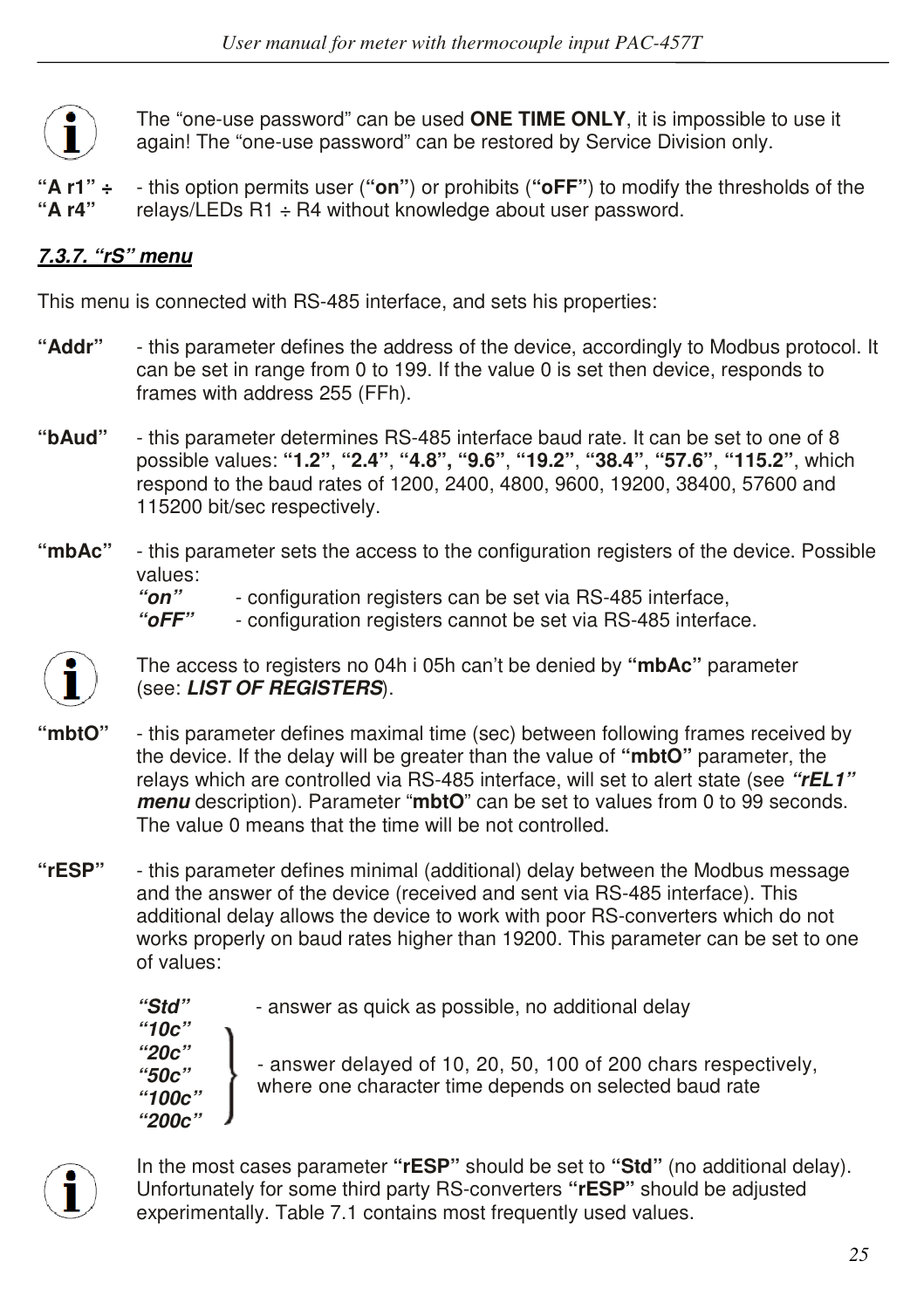The “one-use password” can be used **ONE TIME ONLY**, it is impossible to use it again! The “one-use password” can be restored by Service Division only.

**“A r1” ÷ “A r4”** - this option permits user (**“on”**) or prohibits (**“oFF”**) to modify the thresholds of the relays/LEDs R1 ÷ R4 without knowledge about user password.

### *7.3.7. “rS” menu*

This menu is connected with RS-485 interface, and sets his properties:

**“Addr”** - this parameter defines the address of the device, accordingly to Modbus protocol. It can be set in range from 0 to 199. If the value 0 is set then device, responds to frames with address 255 (FFh).

**“bAud”** - this parameter determines RS-485 interface baud rate. It can be set to one of 8 possible values: **“1.2”**, **“2.4”**, **“4.8”**, **“9.6”**, **“19.2”**, **“38.4”**, **“57.6”**, **“115.2”**, which respond to the baud rates of 1200, 2400, 4800, 9600, 19200, 38400, 57600 and 115200 bit/sec respectively.

**“mbAc”** - this parameter sets the access to the configuration registers of the device. Possible values:

- ***“on”*** - configuration registers can be set via RS-485 interface,
- ***“oFF”*** - configuration registers cannot be set via RS-485 interface.

The access to registers no 04h i 05h can’t be denied by **“mbAc”** parameter (see: ***LIST OF REGISTERS***).

**“mbtO”** - this parameter defines maximal time (sec) between following frames received by the device. If the delay will be greater than the value of **“mbtO”** parameter, the relays which are controlled via RS-485 interface, will set to alert state (see ***“rEL1” menu*** description). Parameter “**mbtO**” can be set to values from 0 to 99 seconds. The value 0 means that the time will be not controlled.

**“rESP”** - this parameter defines minimal (additional) delay between the Modbus message and the answer of the device (received and sent via RS-485 interface). This additional delay allows the device to work with poor RS-converters which do not works properly on baud rates higher than 19200. This parameter can be set to one of values:

- ***“Std”*** - answer as quick as possible, no additional delay
- ***“10c”***, ***“20c”***, ***“50c”***, ***“100c”***, ***“200c”*** - answer delayed of 10, 20, 50, 100 of 200 chars respectively, where one character time depends on selected baud rate

In the most cases parameter **“rESP”** should be set to **“Std”** (no additional delay). Unfortunately for some third party RS-converters **“rESP”** should be adjusted experimentally. Table 7.1 contains most frequently used values.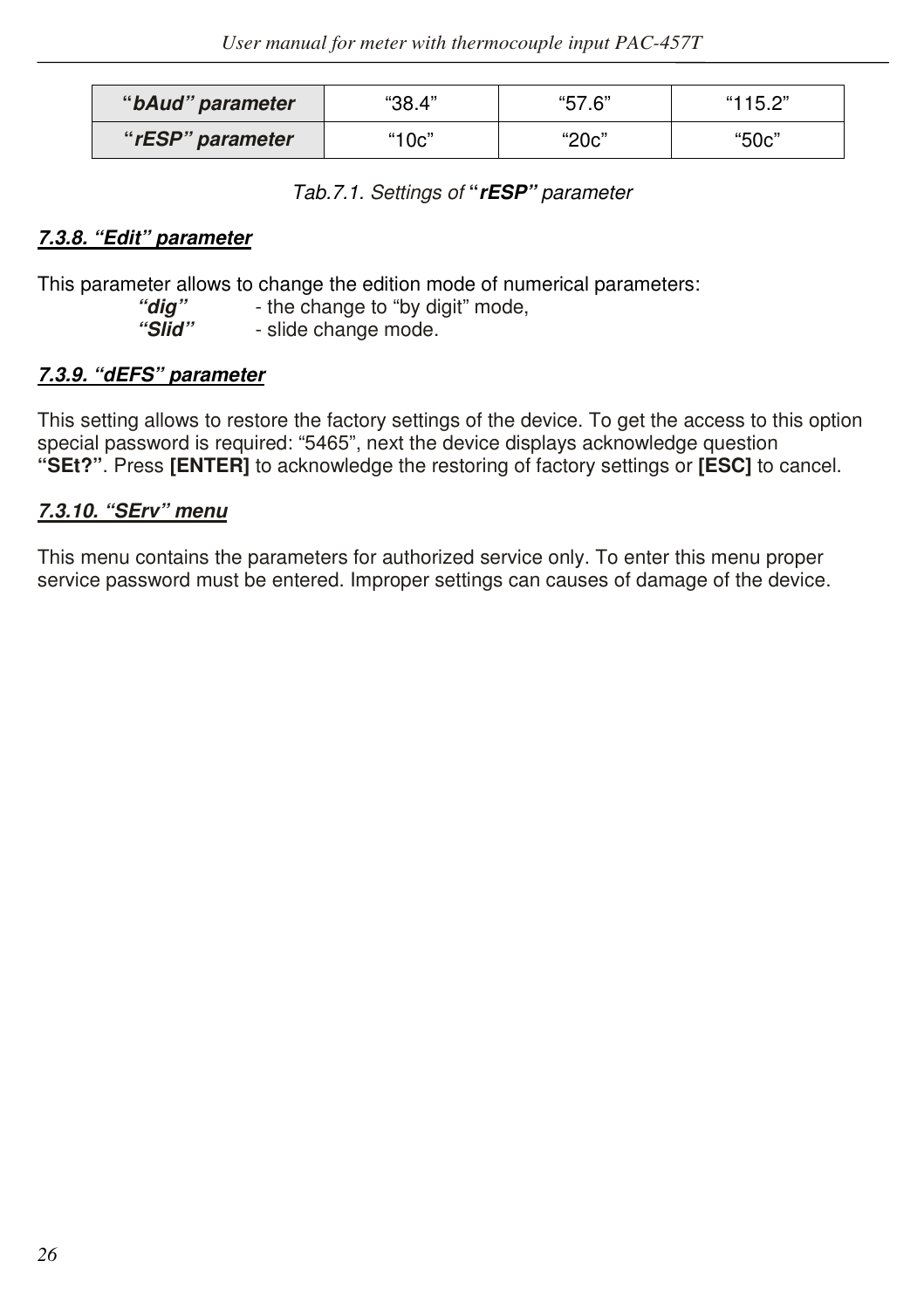| **"*bAud*" parameter** | "38.4" | "57.6" | "115.2" |
|---|---|---|---|
| **"*rESP*" parameter** | "10c" | "20c" | "50c" |

*Tab.7.1. Settings of* ***"rESP"*** *parameter*

### *7.3.8. "Edit" parameter*

This parameter allows to change the edition mode of numerical parameters:

- ***"dig"*** - the change to "by digit" mode,
- ***"Slid"*** - slide change mode.

### *7.3.9. "dEFS" parameter*

This setting allows to restore the factory settings of the device. To get the access to this option special password is required: "5465", next the device displays acknowledge question **"SEt?"**. Press **[ENTER]** to acknowledge the restoring of factory settings or **[ESC]** to cancel.

### *7.3.10. "SErv" menu*

This menu contains the parameters for authorized service only. To enter this menu proper service password must be entered. Improper settings can causes of damage of the device.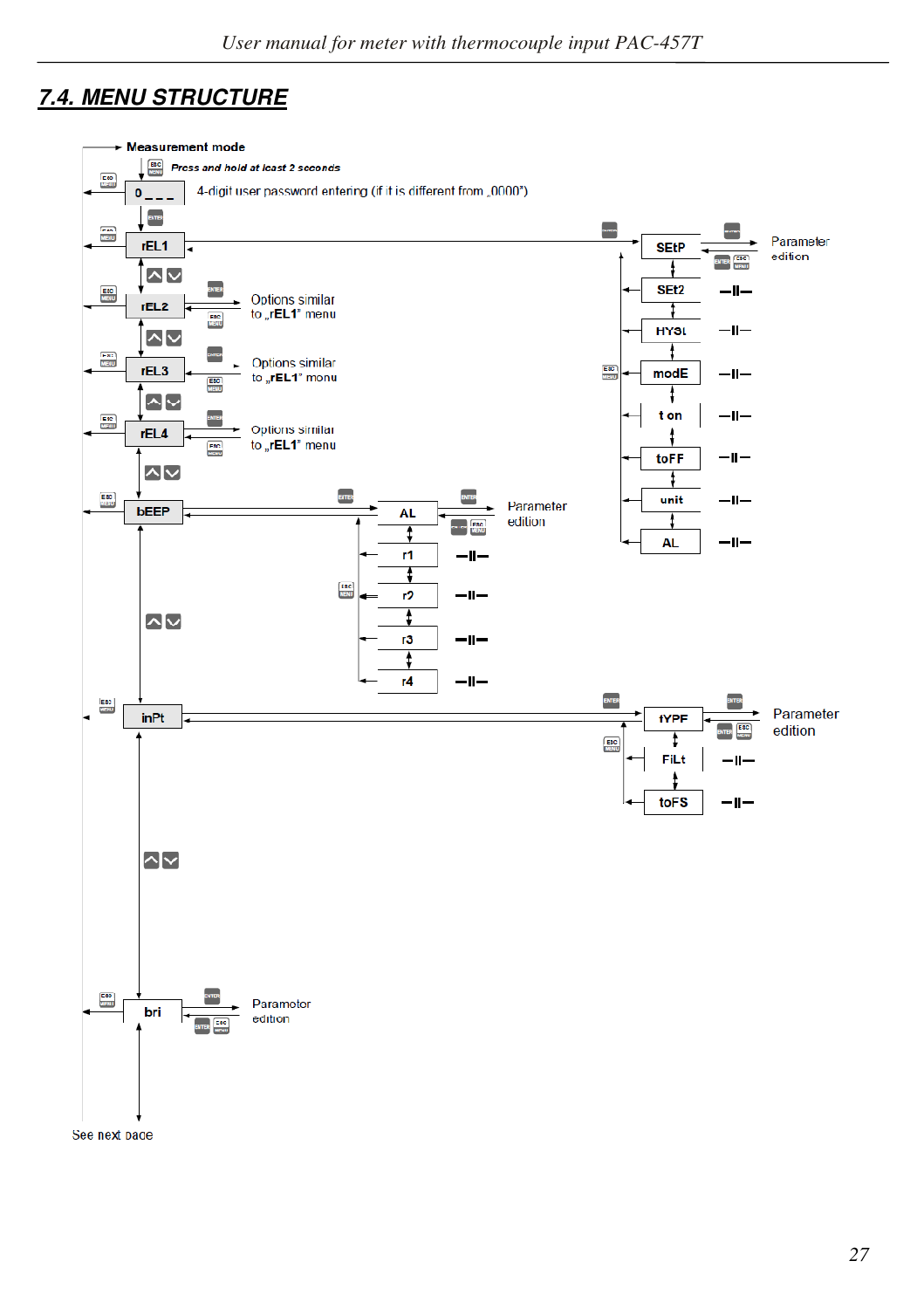## 7.4. MENU STRUCTURE

Measurement mode

Press and hold at least 2 seconds

0 _ _ _ 4-digit user password entering (if it is different from „0000")

rEL1 → SEtP → Parameter edition

SEt2, HYSt, modE, t on, toFF, unit, AL

rEL2 — Options similar to „rEL1" menu

rEL3 — Options similar to „rEL1" menu

rEL4 — Options similar to „rEL1" menu

bEEP → AL → Parameter edition

r1, r2, r3, r4

inPt → tYPE → Parameter edition

FiLt, toFS

bri — Parameter edition

See next page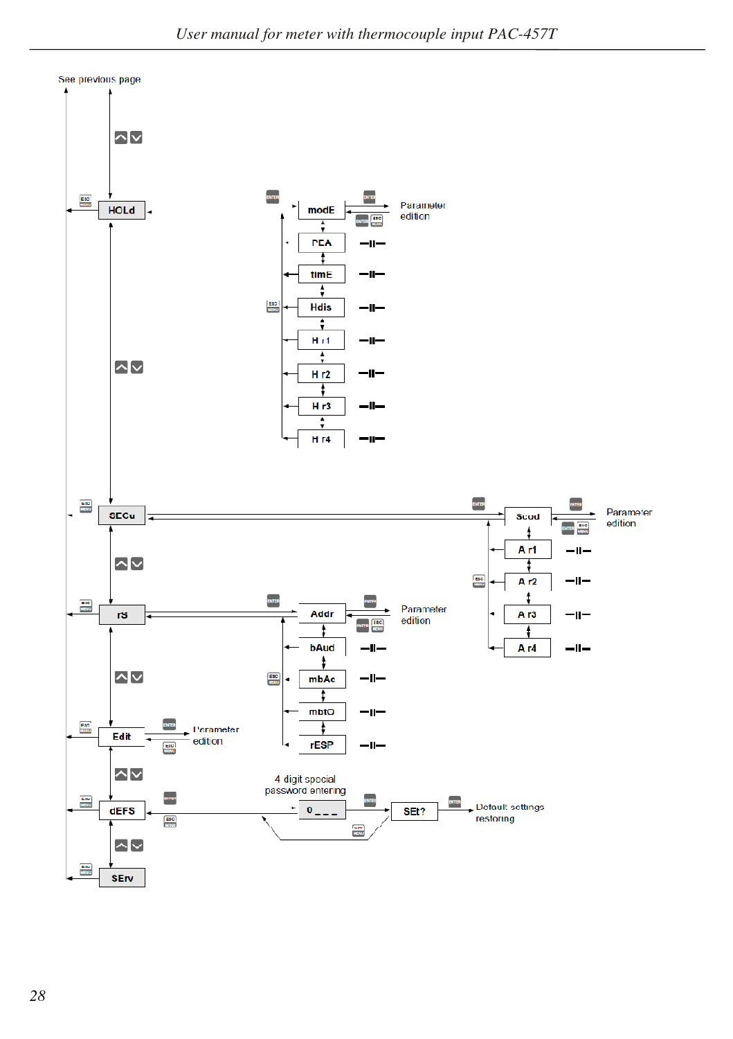See previous page

HOLd

modE

Parameter edition

PEA

timE

Hdis

H r1

H r2

H r3

H r4

SECu

Scod

Parameter edition

A r1

A r2

A r3

A r4

rS

Addr

Parameter edition

bAud

mbAc

mbtO

rESP

Edit

Parameter edition

dEFS

4 digit special password entering

0 _ _ _

SEt?

Default settings restoring

SErv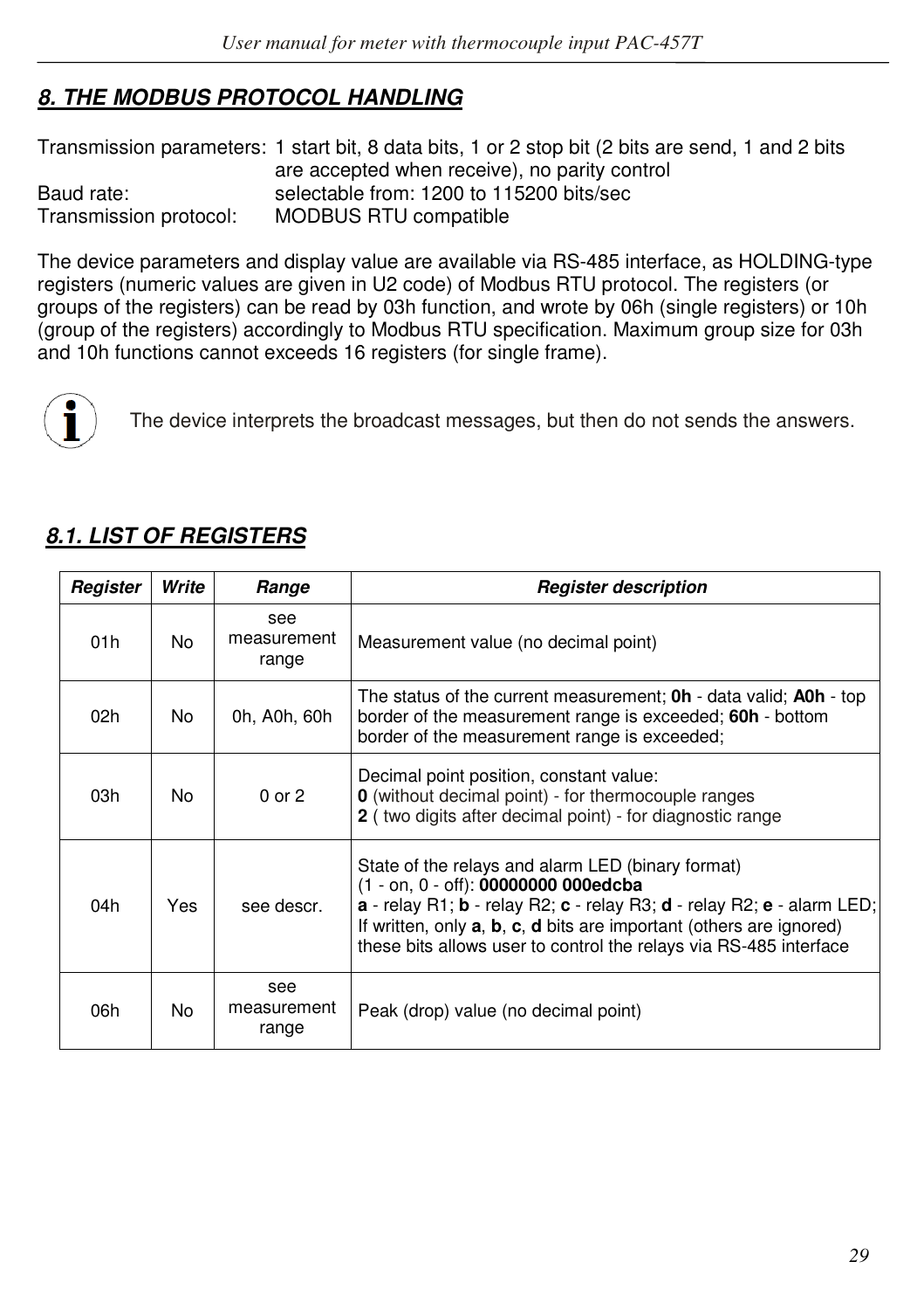## 8. THE MODBUS PROTOCOL HANDLING

Transmission parameters: 1 start bit, 8 data bits, 1 or 2 stop bit (2 bits are send, 1 and 2 bits are accepted when receive), no parity control
Baud rate: selectable from: 1200 to 115200 bits/sec
Transmission protocol: MODBUS RTU compatible

The device parameters and display value are available via RS-485 interface, as HOLDING-type registers (numeric values are given in U2 code) of Modbus RTU protocol. The registers (or groups of the registers) can be read by 03h function, and wrote by 06h (single registers) or 10h (group of the registers) accordingly to Modbus RTU specification. Maximum group size for 03h and 10h functions cannot exceeds 16 registers (for single frame).

The device interprets the broadcast messages, but then do not sends the answers.

### 8.1. LIST OF REGISTERS

| *Register* | *Write* | *Range* | *Register description* |
|---|---|---|---|
| 01h | No | see measurement range | Measurement value (no decimal point) |
| 02h | No | 0h, A0h, 60h | The status of the current measurement; **0h** - data valid; **A0h** - top border of the measurement range is exceeded; **60h** - bottom border of the measurement range is exceeded; |
| 03h | No | 0 or 2 | Decimal point position, constant value:<br>**0** (without decimal point) - for thermocouple ranges<br>**2** ( two digits after decimal point) - for diagnostic range |
| 04h | Yes | see descr. | State of the relays and alarm LED (binary format)<br>(1 - on, 0 - off): **00000000 000edcba**<br>**a** - relay R1; **b** - relay R2; **c** - relay R3; **d** - relay R2; **e** - alarm LED;<br>If written, only **a**, **b**, **c**, **d** bits are important (others are ignored) these bits allows user to control the relays via RS-485 interface |
| 06h | No | see measurement range | Peak (drop) value (no decimal point) |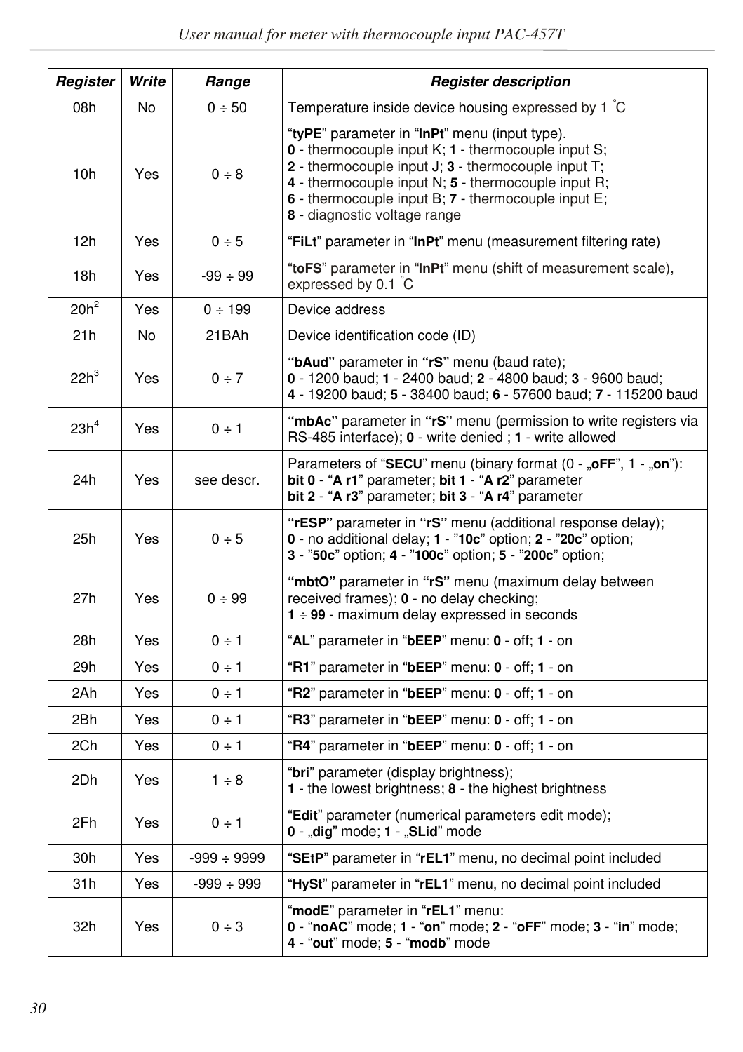| Register | Write | Range | Register description |
|---|---|---|---|
| 08h | No | 0 ÷ 50 | Temperature inside device housing expressed by 1 °C |
| 10h | Yes | 0 ÷ 8 | “**tyPE**” parameter in “**InPt**” menu (input type).<br>**0** - thermocouple input K; **1** - thermocouple input S;<br>**2** - thermocouple input J; **3** - thermocouple input T;<br>**4** - thermocouple input N; **5** - thermocouple input R;<br>**6** - thermocouple input B; **7** - thermocouple input E;<br>**8** - diagnostic voltage range |
| 12h | Yes | 0 ÷ 5 | “**FiLt**” parameter in “**InPt**” menu (measurement filtering rate) |
| 18h | Yes | -99 ÷ 99 | “**toFS**” parameter in “**InPt**” menu (shift of measurement scale), expressed by 0.1 °C |
| 20h[2] | Yes | 0 ÷ 199 | Device address |
| 21h | No | 21BAh | Device identification code (ID) |
| 22h[3] | Yes | 0 ÷ 7 | **“bAud”** parameter in **“rS”** menu (baud rate);<br>**0** - 1200 baud; **1** - 2400 baud; **2** - 4800 baud; **3** - 9600 baud;<br>**4** - 19200 baud; **5** - 38400 baud; **6** - 57600 baud; **7** - 115200 baud |
| 23h[4] | Yes | 0 ÷ 1 | **“mbAc”** parameter in **“rS”** menu (permission to write registers via RS-485 interface); **0** - write denied ; **1** - write allowed |
| 24h | Yes | see descr. | Parameters of “**SECU**” menu (binary format (0 - „**oFF**”, 1 - „**on**”):<br>**bit 0** - “**A r1**” parameter; **bit 1** - “**A r2**” parameter<br>**bit 2** - “**A r3**” parameter; **bit 3** - “**A r4**” parameter |
| 25h | Yes | 0 ÷ 5 | **“rESP”** parameter in **“rS”** menu (additional response delay);<br>**0** - no additional delay; **1** - ”**10c**” option; **2** - ”**20c**” option;<br>**3** - ”**50c**” option; **4** - ”**100c**” option; **5** - ”**200c**” option; |
| 27h | Yes | 0 ÷ 99 | **“mbtO”** parameter in **“rS”** menu (maximum delay between received frames); **0** - no delay checking;<br>**1 ÷ 99** - maximum delay expressed in seconds |
| 28h | Yes | 0 ÷ 1 | “**AL**” parameter in “**bEEP**” menu: **0** - off; **1** - on |
| 29h | Yes | 0 ÷ 1 | “**R1**” parameter in “**bEEP**” menu: **0** - off; **1** - on |
| 2Ah | Yes | 0 ÷ 1 | “**R2**” parameter in “**bEEP**” menu: **0** - off; **1** - on |
| 2Bh | Yes | 0 ÷ 1 | “**R3**” parameter in “**bEEP**” menu: **0** - off; **1** - on |
| 2Ch | Yes | 0 ÷ 1 | “**R4**” parameter in “**bEEP**” menu: **0** - off; **1** - on |
| 2Dh | Yes | 1 ÷ 8 | “**bri**” parameter (display brightness);<br>**1** - the lowest brightness; **8** - the highest brightness |
| 2Fh | Yes | 0 ÷ 1 | “**Edit**” parameter (numerical parameters edit mode);<br>**0** - „**dig**” mode; **1** - „**SLid**” mode |
| 30h | Yes | -999 ÷ 9999 | “**SEtP**” parameter in “**rEL1**” menu, no decimal point included |
| 31h | Yes | -999 ÷ 999 | “**HySt**” parameter in “**rEL1**” menu, no decimal point included |
| 32h | Yes | 0 ÷ 3 | “**modE**” parameter in “**rEL1**” menu:<br>**0** - “**noAC**” mode; **1** - “**on**” mode; **2** - “**oFF**” mode; **3** - “**in**” mode;<br>**4** - “**out**” mode; **5** - “**modb**” mode |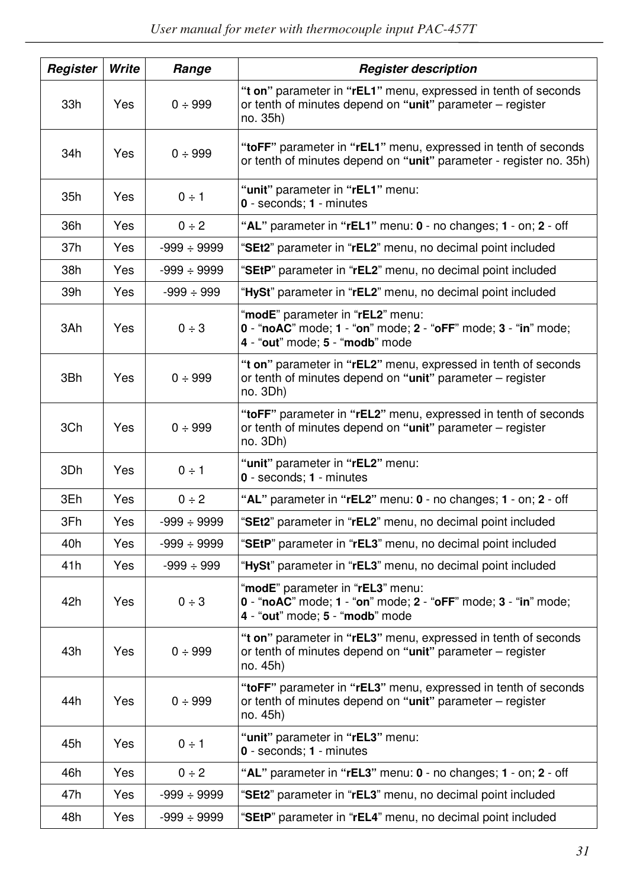| **Register** | **Write** | **Range** | **Register description** |
|---|---|---|---|
| 33h | Yes | 0 ÷ 999 | **"t on"** parameter in **"rEL1"** menu, expressed in tenth of seconds or tenth of minutes depend on **"unit"** parameter – register no. 35h) |
| 34h | Yes | 0 ÷ 999 | **"toFF"** parameter in **"rEL1"** menu, expressed in tenth of seconds or tenth of minutes depend on **"unit"** parameter - register no. 35h) |
| 35h | Yes | 0 ÷ 1 | **"unit"** parameter in **"rEL1"** menu: **0** - seconds; **1** - minutes |
| 36h | Yes | 0 ÷ 2 | **"AL"** parameter in **"rEL1"** menu: **0** - no changes; **1** - on; **2** - off |
| 37h | Yes | -999 ÷ 9999 | "**SEt2**" parameter in "**rEL2**" menu, no decimal point included |
| 38h | Yes | -999 ÷ 9999 | "**SEtP**" parameter in "**rEL2**" menu, no decimal point included |
| 39h | Yes | -999 ÷ 999 | "**HySt**" parameter in "**rEL2**" menu, no decimal point included |
| 3Ah | Yes | 0 ÷ 3 | "**modE**" parameter in "**rEL2**" menu: **0** - "**noAC**" mode; **1** - "**on**" mode; **2** - "**oFF**" mode; **3** - "**in**" mode; **4** - "**out**" mode; **5** - "**modb**" mode |
| 3Bh | Yes | 0 ÷ 999 | **"t on"** parameter in **"rEL2"** menu, expressed in tenth of seconds or tenth of minutes depend on **"unit"** parameter – register no. 3Dh) |
| 3Ch | Yes | 0 ÷ 999 | **"toFF"** parameter in **"rEL2"** menu, expressed in tenth of seconds or tenth of minutes depend on **"unit"** parameter – register no. 3Dh) |
| 3Dh | Yes | 0 ÷ 1 | **"unit"** parameter in **"rEL2"** menu: **0** - seconds; **1** - minutes |
| 3Eh | Yes | 0 ÷ 2 | **"AL"** parameter in **"rEL2"** menu: **0** - no changes; **1** - on; **2** - off |
| 3Fh | Yes | -999 ÷ 9999 | "**SEt2**" parameter in "**rEL2**" menu, no decimal point included |
| 40h | Yes | -999 ÷ 9999 | "**SEtP**" parameter in "**rEL3**" menu, no decimal point included |
| 41h | Yes | -999 ÷ 999 | "**HySt**" parameter in "**rEL3**" menu, no decimal point included |
| 42h | Yes | 0 ÷ 3 | "**modE**" parameter in "**rEL3**" menu: **0** - "**noAC**" mode; **1** - "**on**" mode; **2** - "**oFF**" mode; **3** - "**in**" mode; **4** - "**out**" mode; **5** - "**modb**" mode |
| 43h | Yes | 0 ÷ 999 | **"t on"** parameter in **"rEL3"** menu, expressed in tenth of seconds or tenth of minutes depend on **"unit"** parameter – register no. 45h) |
| 44h | Yes | 0 ÷ 999 | **"toFF"** parameter in **"rEL3"** menu, expressed in tenth of seconds or tenth of minutes depend on **"unit"** parameter – register no. 45h) |
| 45h | Yes | 0 ÷ 1 | **"unit"** parameter in **"rEL3"** menu: **0** - seconds; **1** - minutes |
| 46h | Yes | 0 ÷ 2 | **"AL"** parameter in **"rEL3"** menu: **0** - no changes; **1** - on; **2** - off |
| 47h | Yes | -999 ÷ 9999 | "**SEt2**" parameter in "**rEL3**" menu, no decimal point included |
| 48h | Yes | -999 ÷ 9999 | "**SEtP**" parameter in "**rEL4**" menu, no decimal point included |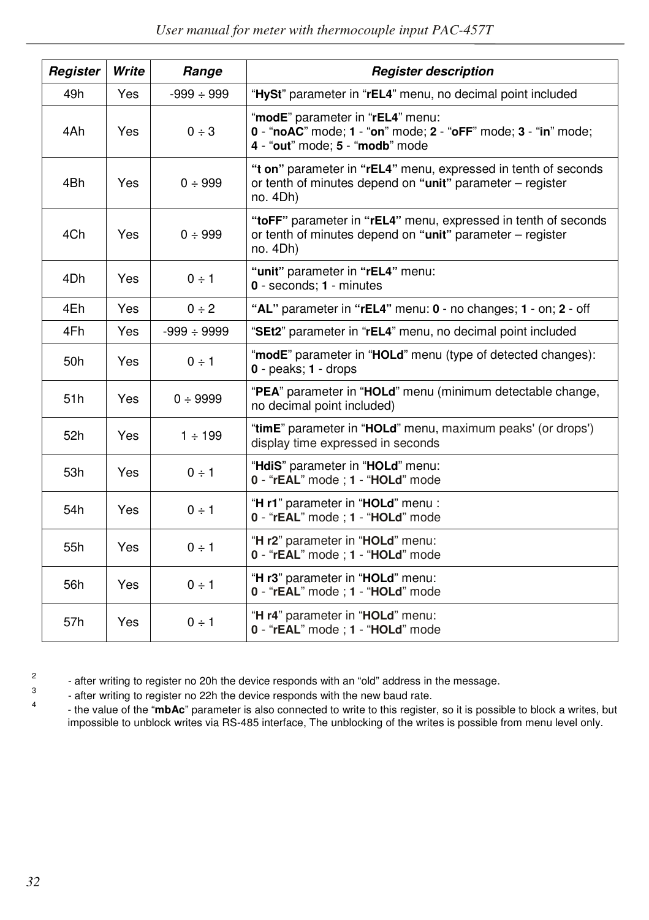| Register | Write | Range | Register description |
|---|---|---|---|
| 49h | Yes | -999 ÷ 999 | "**HySt**" parameter in "**rEL4**" menu, no decimal point included |
| 4Ah | Yes | 0 ÷ 3 | "**modE**" parameter in "**rEL4**" menu: **0** - "**noAC**" mode; **1** - "**on**" mode; **2** - "**oFF**" mode; **3** - "**in**" mode; **4** - "**out**" mode; **5** - "**modb**" mode |
| 4Bh | Yes | 0 ÷ 999 | **"t on"** parameter in **"rEL4"** menu, expressed in tenth of seconds or tenth of minutes depend on **"unit"** parameter – register no. 4Dh) |
| 4Ch | Yes | 0 ÷ 999 | **"toFF"** parameter in **"rEL4"** menu, expressed in tenth of seconds or tenth of minutes depend on **"unit"** parameter – register no. 4Dh) |
| 4Dh | Yes | 0 ÷ 1 | **"unit"** parameter in **"rEL4"** menu: **0** - seconds; **1** - minutes |
| 4Eh | Yes | 0 ÷ 2 | **"AL"** parameter in **"rEL4"** menu: **0** - no changes; **1** - on; **2** - off |
| 4Fh | Yes | -999 ÷ 9999 | "**SEt2**" parameter in "**rEL4**" menu, no decimal point included |
| 50h | Yes | 0 ÷ 1 | "**modE**" parameter in "**HOLd**" menu (type of detected changes): **0** - peaks; **1** - drops |
| 51h | Yes | 0 ÷ 9999 | "**PEA**" parameter in "**HOLd**" menu (minimum detectable change, no decimal point included) |
| 52h | Yes | 1 ÷ 199 | "**timE**" parameter in "**HOLd**" menu, maximum peaks' (or drops') display time expressed in seconds |
| 53h | Yes | 0 ÷ 1 | "**HdiS**" parameter in "**HOLd**" menu: **0** - "**rEAL**" mode ; **1** - "**HOLd**" mode |
| 54h | Yes | 0 ÷ 1 | "**H r1**" parameter in "**HOLd**" menu : **0** - "**rEAL**" mode ; **1** - "**HOLd**" mode |
| 55h | Yes | 0 ÷ 1 | "**H r2**" parameter in "**HOLd**" menu: **0** - "**rEAL**" mode ; **1** - "**HOLd**" mode |
| 56h | Yes | 0 ÷ 1 | "**H r3**" parameter in "**HOLd**" menu: **0** - "**rEAL**" mode ; **1** - "**HOLd**" mode |
| 57h | Yes | 0 ÷ 1 | "**H r4**" parameter in "**HOLd**" menu: **0** - "**rEAL**" mode ; **1** - "**HOLd**" mode |

[2] - after writing to register no 20h the device responds with an "old" address in the message.

[3] - after writing to register no 22h the device responds with the new baud rate.

[4] - the value of the "**mbAc**" parameter is also connected to write to this register, so it is possible to block a writes, but impossible to unblock writes via RS-485 interface, The unblocking of the writes is possible from menu level only.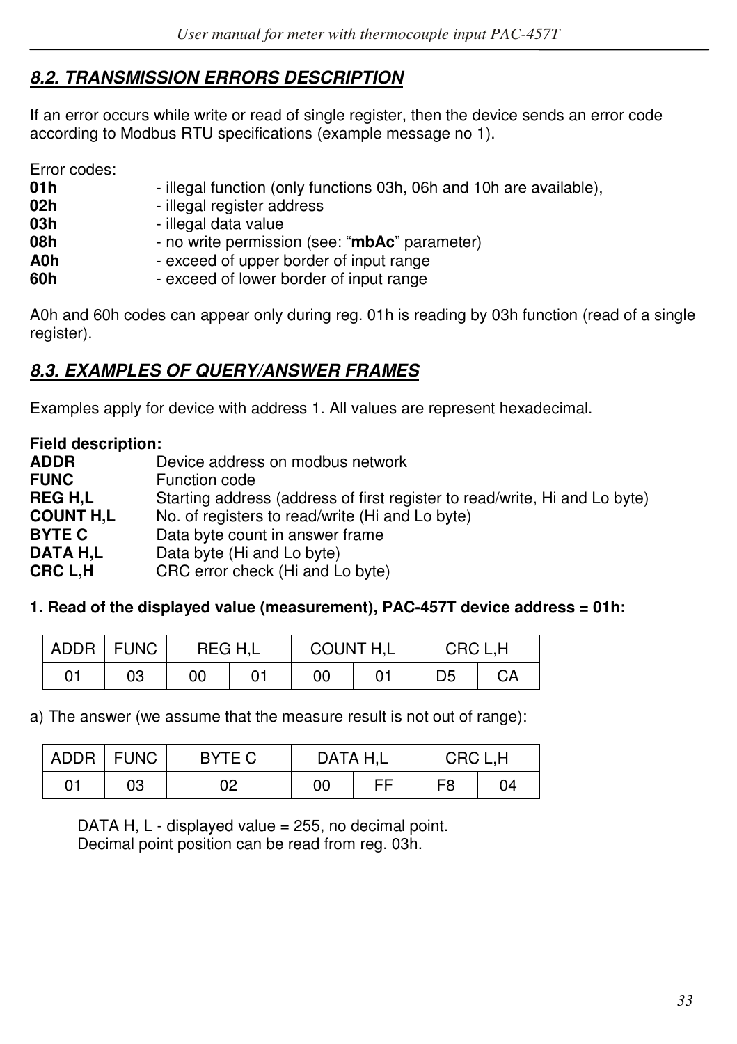## 8.2. TRANSMISSION ERRORS DESCRIPTION

If an error occurs while write or read of single register, then the device sends an error code according to Modbus RTU specifications (example message no 1).

Error codes:

**01h** - illegal function (only functions 03h, 06h and 10h are available),
**02h** - illegal register address
**03h** - illegal data value
**08h** - no write permission (see: "**mbAc**" parameter)
**A0h** - exceed of upper border of input range
**60h** - exceed of lower border of input range

A0h and 60h codes can appear only during reg. 01h is reading by 03h function (read of a single register).

## 8.3. EXAMPLES OF QUERY/ANSWER FRAMES

Examples apply for device with address 1. All values are represent hexadecimal.

**Field description:**

**ADDR** Device address on modbus network
**FUNC** Function code
**REG H,L** Starting address (address of first register to read/write, Hi and Lo byte)
**COUNT H,L** No. of registers to read/write (Hi and Lo byte)
**BYTE C** Data byte count in answer frame
**DATA H,L** Data byte (Hi and Lo byte)
**CRC L,H** CRC error check (Hi and Lo byte)

**1. Read of the displayed value (measurement), PAC-457T device address = 01h:**

| ADDR | FUNC | REG H,L | | COUNT H,L | | CRC L,H | |
|---|---|---|---|---|---|---|---|
| 01 | 03 | 00 | 01 | 00 | 01 | D5 | CA |

a) The answer (we assume that the measure result is not out of range):

| ADDR | FUNC | BYTE C | DATA H,L | | CRC L,H | |
|---|---|---|---|---|---|---|
| 01 | 03 | 02 | 00 | FF | F8 | 04 |

DATA H, L - displayed value = 255, no decimal point.
Decimal point position can be read from reg. 03h.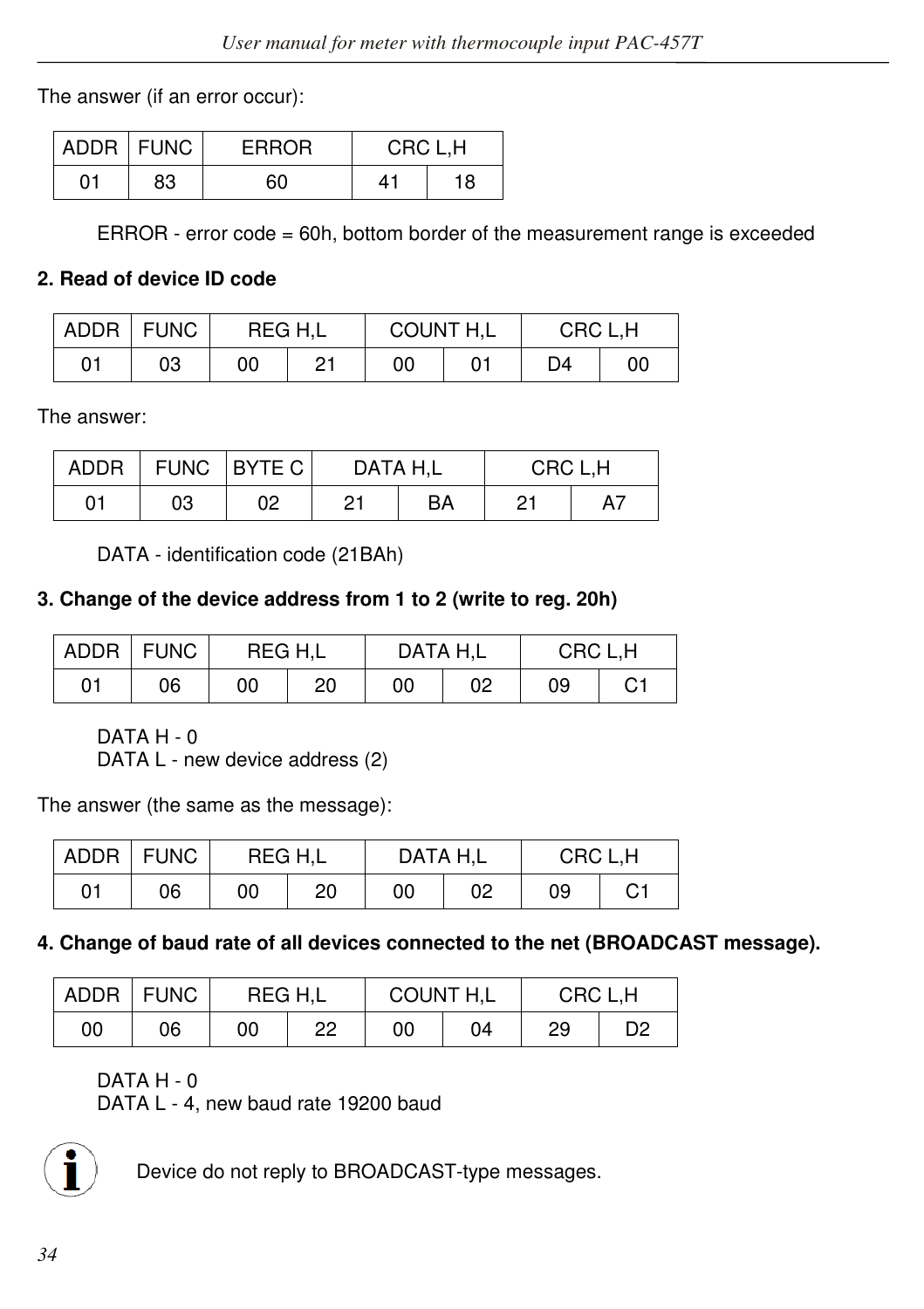The answer (if an error occur):

| ADDR | FUNC | ERROR | CRC L,H | |
|---|---|---|---|---|
| 01 | 83 | 60 | 41 | 18 |

ERROR - error code = 60h, bottom border of the measurement range is exceeded

**2. Read of device ID code**

| ADDR | FUNC | REG H,L | | COUNT H,L | | CRC L,H | |
|---|---|---|---|---|---|---|---|
| 01 | 03 | 00 | 21 | 00 | 01 | D4 | 00 |

The answer:

| ADDR | FUNC | BYTE C | DATA H,L | | CRC L,H | |
|---|---|---|---|---|---|---|
| 01 | 03 | 02 | 21 | BA | 21 | A7 |

DATA - identification code (21BAh)

**3. Change of the device address from 1 to 2 (write to reg. 20h)**

| ADDR | FUNC | REG H,L | | DATA H,L | | CRC L,H | |
|---|---|---|---|---|---|---|---|
| 01 | 06 | 00 | 20 | 00 | 02 | 09 | C1 |

DATA H - 0
DATA L - new device address (2)

The answer (the same as the message):

| ADDR | FUNC | REG H,L | | DATA H,L | | CRC L,H | |
|---|---|---|---|---|---|---|---|
| 01 | 06 | 00 | 20 | 00 | 02 | 09 | C1 |

**4. Change of baud rate of all devices connected to the net (BROADCAST message).**

| ADDR | FUNC | REG H,L | | COUNT H,L | | CRC L,H | |
|---|---|---|---|---|---|---|---|
| 00 | 06 | 00 | 22 | 00 | 04 | 29 | D2 |

DATA H - 0
DATA L - 4, new baud rate 19200 baud

Device do not reply to BROADCAST-type messages.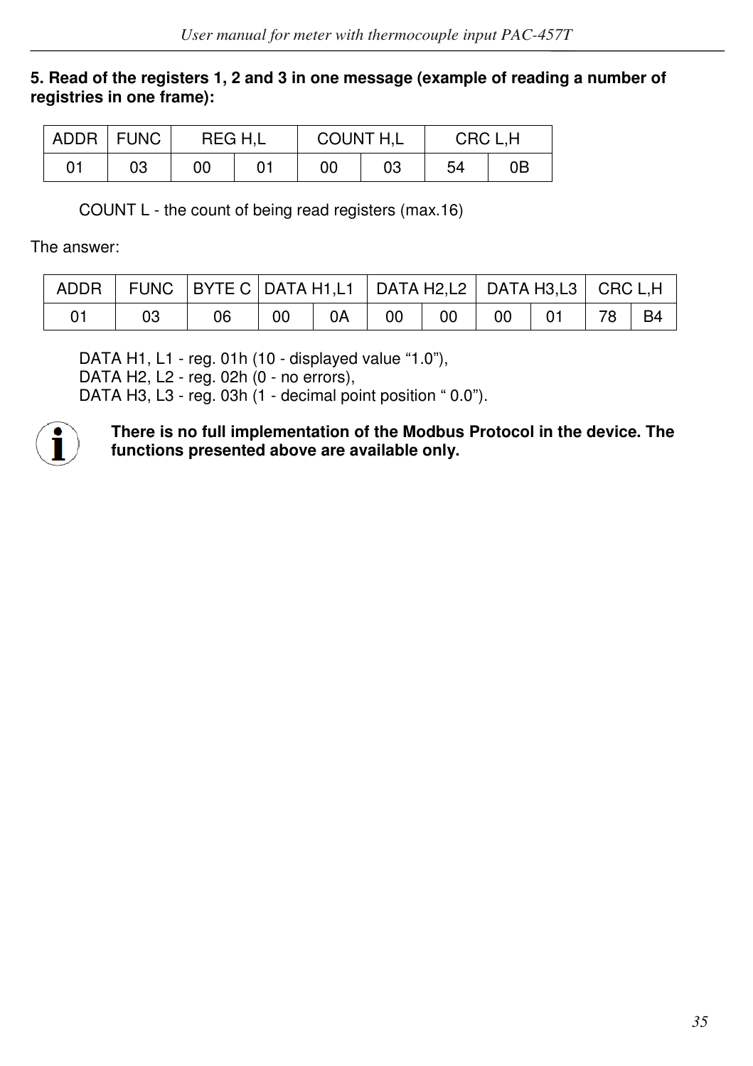**5. Read of the registers 1, 2 and 3 in one message (example of reading a number of registries in one frame):**

| ADDR | FUNC | REG H,L | | COUNT H,L | | CRC L,H | |
|---|---|---|---|---|---|---|---|
| 01 | 03 | 00 | 01 | 00 | 03 | 54 | 0B |

COUNT L - the count of being read registers (max.16)

The answer:

| ADDR | FUNC | BYTE C | DATA H1,L1 | | DATA H2,L2 | | DATA H3,L3 | | CRC L,H | |
|---|---|---|---|---|---|---|---|---|---|---|
| 01 | 03 | 06 | 00 | 0A | 00 | 00 | 00 | 01 | 78 | B4 |

DATA H1, L1 - reg. 01h (10 - displayed value “1.0”),
DATA H2, L2 - reg. 02h (0 - no errors),
DATA H3, L3 - reg. 03h (1 - decimal point position “ 0.0”).

**There is no full implementation of the Modbus Protocol in the device. The functions presented above are available only.**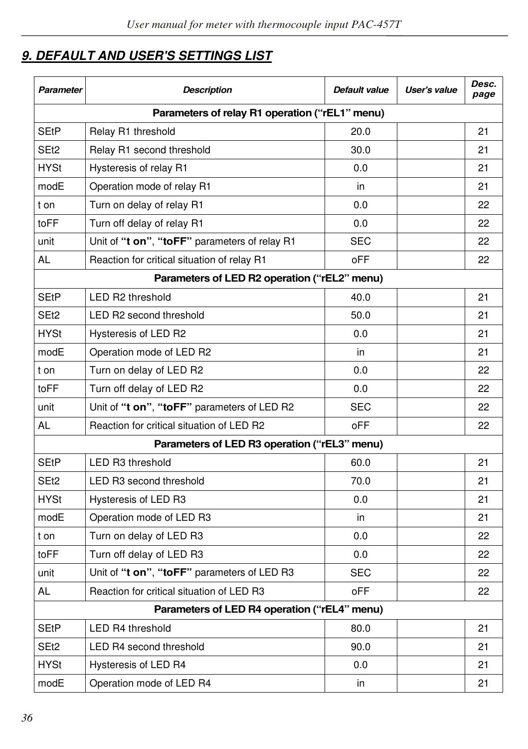## *9. DEFAULT AND USER'S SETTINGS LIST*

| ***Parameter*** | ***Description*** | ***Default value*** | ***User's value*** | ***Desc. page*** |
|---|---|---|---|---|
| **Parameters of relay R1 operation (“rEL1” menu)** | | | | |
| SEtP | Relay R1 threshold | 20.0 | | 21 |
| SEt2 | Relay R1 second threshold | 30.0 | | 21 |
| HYSt | Hysteresis of relay R1 | 0.0 | | 21 |
| modE | Operation mode of relay R1 | in | | 21 |
| t on | Turn on delay of relay R1 | 0.0 | | 22 |
| toFF | Turn off delay of relay R1 | 0.0 | | 22 |
| unit | Unit of **“t on”**, **“toFF”** parameters of relay R1 | SEC | | 22 |
| AL | Reaction for critical situation of relay R1 | oFF | | 22 |
| **Parameters of LED R2 operation (“rEL2” menu)** | | | | |
| SEtP | LED R2 threshold | 40.0 | | 21 |
| SEt2 | LED R2 second threshold | 50.0 | | 21 |
| HYSt | Hysteresis of LED R2 | 0.0 | | 21 |
| modE | Operation mode of LED R2 | in | | 21 |
| t on | Turn on delay of LED R2 | 0.0 | | 22 |
| toFF | Turn off delay of LED R2 | 0.0 | | 22 |
| unit | Unit of **“t on”**, **“toFF”** parameters of LED R2 | SEC | | 22 |
| AL | Reaction for critical situation of LED R2 | oFF | | 22 |
| **Parameters of LED R3 operation (“rEL3” menu)** | | | | |
| SEtP | LED R3 threshold | 60.0 | | 21 |
| SEt2 | LED R3 second threshold | 70.0 | | 21 |
| HYSt | Hysteresis of LED R3 | 0.0 | | 21 |
| modE | Operation mode of LED R3 | in | | 21 |
| t on | Turn on delay of LED R3 | 0.0 | | 22 |
| toFF | Turn off delay of LED R3 | 0.0 | | 22 |
| unit | Unit of **“t on”**, **“toFF”** parameters of LED R3 | SEC | | 22 |
| AL | Reaction for critical situation of LED R3 | oFF | | 22 |
| **Parameters of LED R4 operation (“rEL4” menu)** | | | | |
| SEtP | LED R4 threshold | 80.0 | | 21 |
| SEt2 | LED R4 second threshold | 90.0 | | 21 |
| HYSt | Hysteresis of LED R4 | 0.0 | | 21 |
| modE | Operation mode of LED R4 | in | | 21 |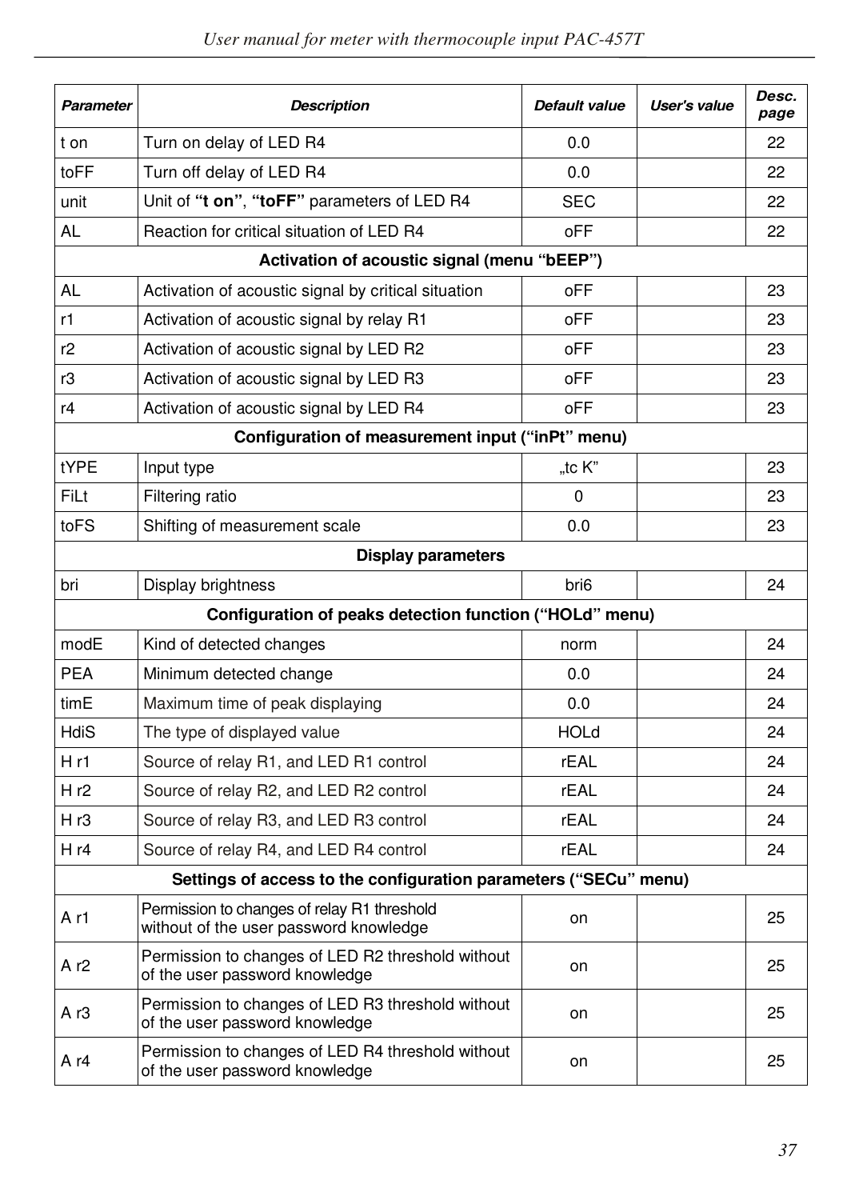| *Parameter* | *Description* | *Default value* | *User's value* | *Desc. page* |
|---|---|---|---|---|
| t on | Turn on delay of LED R4 | 0.0 | | 22 |
| toFF | Turn off delay of LED R4 | 0.0 | | 22 |
| unit | Unit of **"t on"**, **"toFF"** parameters of LED R4 | SEC | | 22 |
| AL | Reaction for critical situation of LED R4 | oFF | | 22 |
| **Activation of acoustic signal (menu "bEEP")** | | | | |
| AL | Activation of acoustic signal by critical situation | oFF | | 23 |
| r1 | Activation of acoustic signal by relay R1 | oFF | | 23 |
| r2 | Activation of acoustic signal by LED R2 | oFF | | 23 |
| r3 | Activation of acoustic signal by LED R3 | oFF | | 23 |
| r4 | Activation of acoustic signal by LED R4 | oFF | | 23 |
| **Configuration of measurement input ("inPt" menu)** | | | | |
| tYPE | Input type | „tc K" | | 23 |
| FiLt | Filtering ratio | 0 | | 23 |
| toFS | Shifting of measurement scale | 0.0 | | 23 |
| **Display parameters** | | | | |
| bri | Display brightness | bri6 | | 24 |
| **Configuration of peaks detection function ("HOLd" menu)** | | | | |
| modE | Kind of detected changes | norm | | 24 |
| PEA | Minimum detected change | 0.0 | | 24 |
| timE | Maximum time of peak displaying | 0.0 | | 24 |
| HdiS | The type of displayed value | HOLd | | 24 |
| H r1 | Source of relay R1, and LED R1 control | rEAL | | 24 |
| H r2 | Source of relay R2, and LED R2 control | rEAL | | 24 |
| H r3 | Source of relay R3, and LED R3 control | rEAL | | 24 |
| H r4 | Source of relay R4, and LED R4 control | rEAL | | 24 |
| **Settings of access to the configuration parameters ("SECu" menu)** | | | | |
| A r1 | Permission to changes of relay R1 threshold without of the user password knowledge | on | | 25 |
| A r2 | Permission to changes of LED R2 threshold without of the user password knowledge | on | | 25 |
| A r3 | Permission to changes of LED R3 threshold without of the user password knowledge | on | | 25 |
| A r4 | Permission to changes of LED R4 threshold without of the user password knowledge | on | | 25 |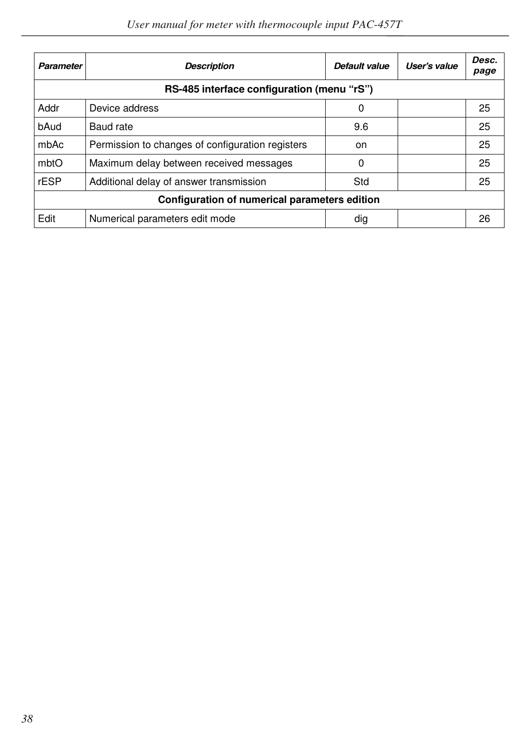| Parameter | Description | Default value | User's value | Desc. page |
|---|---|---|---|---|
| **RS-485 interface configuration (menu “rS”)** | | | | |
| Addr | Device address | 0 | | 25 |
| bAud | Baud rate | 9.6 | | 25 |
| mbAc | Permission to changes of configuration registers | on | | 25 |
| mbtO | Maximum delay between received messages | 0 | | 25 |
| rESP | Additional delay of answer transmission | Std | | 25 |
| **Configuration of numerical parameters edition** | | | | |
| Edit | Numerical parameters edit mode | dig | | 26 |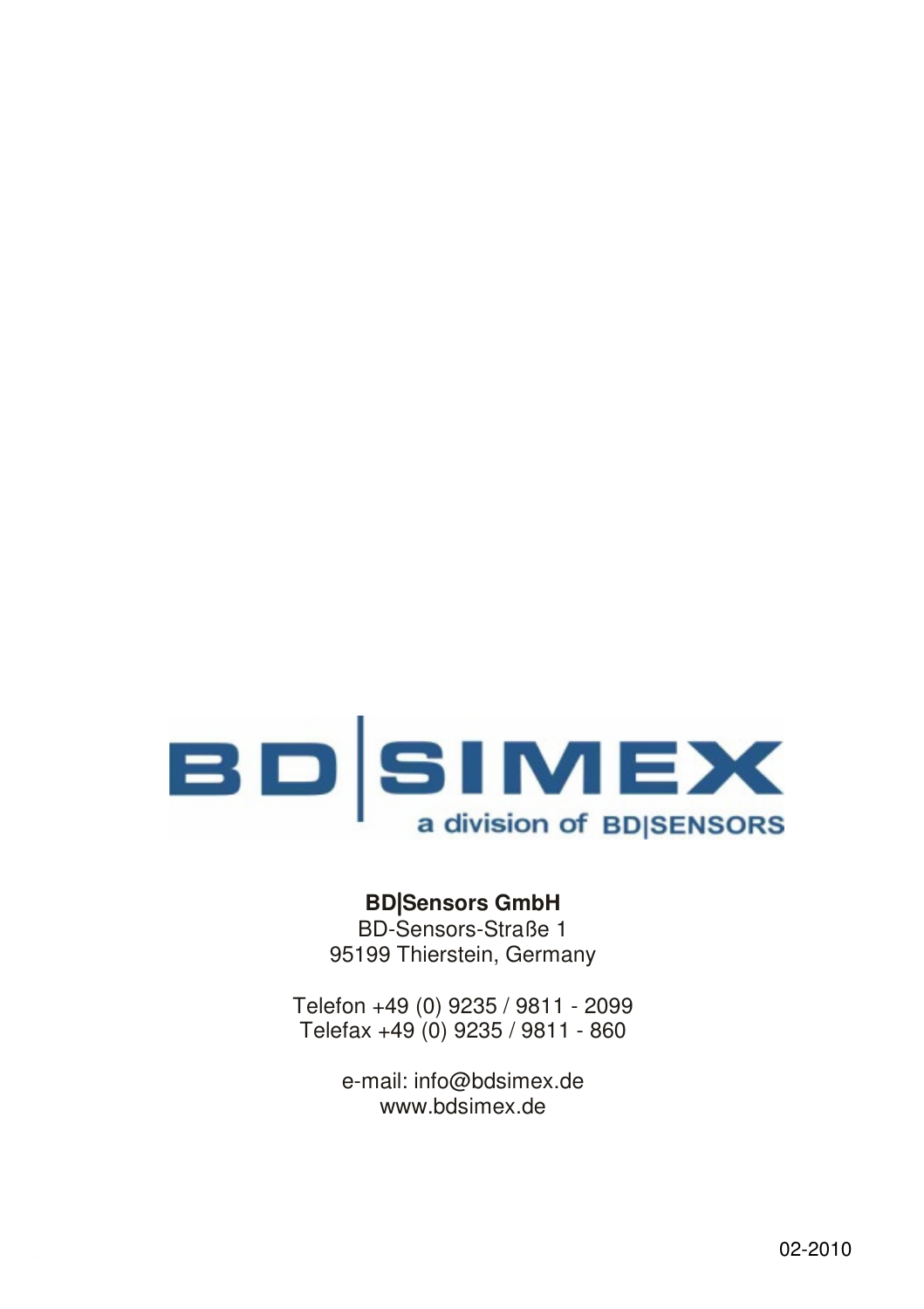BD|SIMEX

a division of BD|SENSORS

**BD|Sensors GmbH**
BD-Sensors-Straße 1
95199 Thierstein, Germany

Telefon +49 (0) 9235 / 9811 - 2099
Telefax +49 (0) 9235 / 9811 - 860

e-mail: info@bdsimex.de
www.bdsimex.de

02-2010